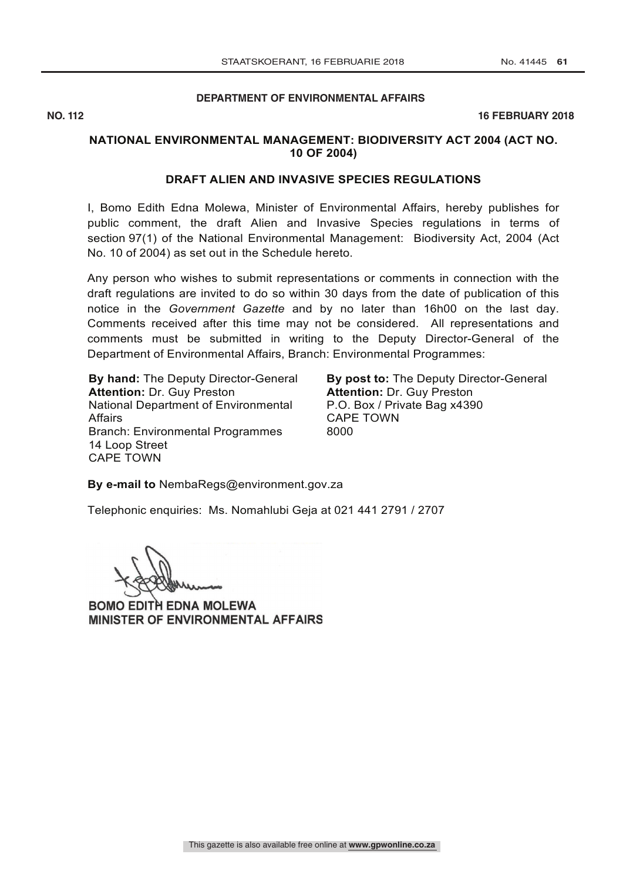**DEPARTMENT OF ENVIRONMENTAL AFFAIRS**

**NO. 112** **16 FEBRUARY 2018**

## NATIONAL ENVIRONMENTAL MANAGEMENT: BIODIVERSITY ACT 2004 (ACT NO. 10 OF 2004)

## DRAFT ALIEN AND INVASIVE SPECIES REGULATIONS

I, Bomo Edith Edna Molewa, Minister of Environmental Affairs, hereby publishes for public comment, the draft Alien and Invasive Species regulations in terms of section 97(1) of the National Environmental Management: Biodiversity Act, 2004 (Act No. 10 of 2004) as set out in the Schedule hereto.

Any person who wishes to submit representations or comments in connection with the draft regulations are invited to do so within 30 days from the date of publication of this notice in the *Government Gazette* and by no later than 16h00 on the last day. Comments received after this time may not be considered. All representations and comments must be submitted in writing to the Deputy Director-General of the Department of Environmental Affairs, Branch: Environmental Programmes:

**By hand:** The Deputy Director-General
**Attention:** Dr. Guy Preston
National Department of Environmental Affairs
Branch: Environmental Programmes
14 Loop Street
CAPE TOWN

**By post to:** The Deputy Director-General
**Attention:** Dr. Guy Preston
P.O. Box / Private Bag x4390
CAPE TOWN
8000

**By e-mail to** NembaRegs@environment.gov.za

Telephonic enquiries: Ms. Nomahlubi Geja at 021 441 2791 / 2707

BOMO EDITH EDNA MOLEWA
MINISTER OF ENVIRONMENTAL AFFAIRS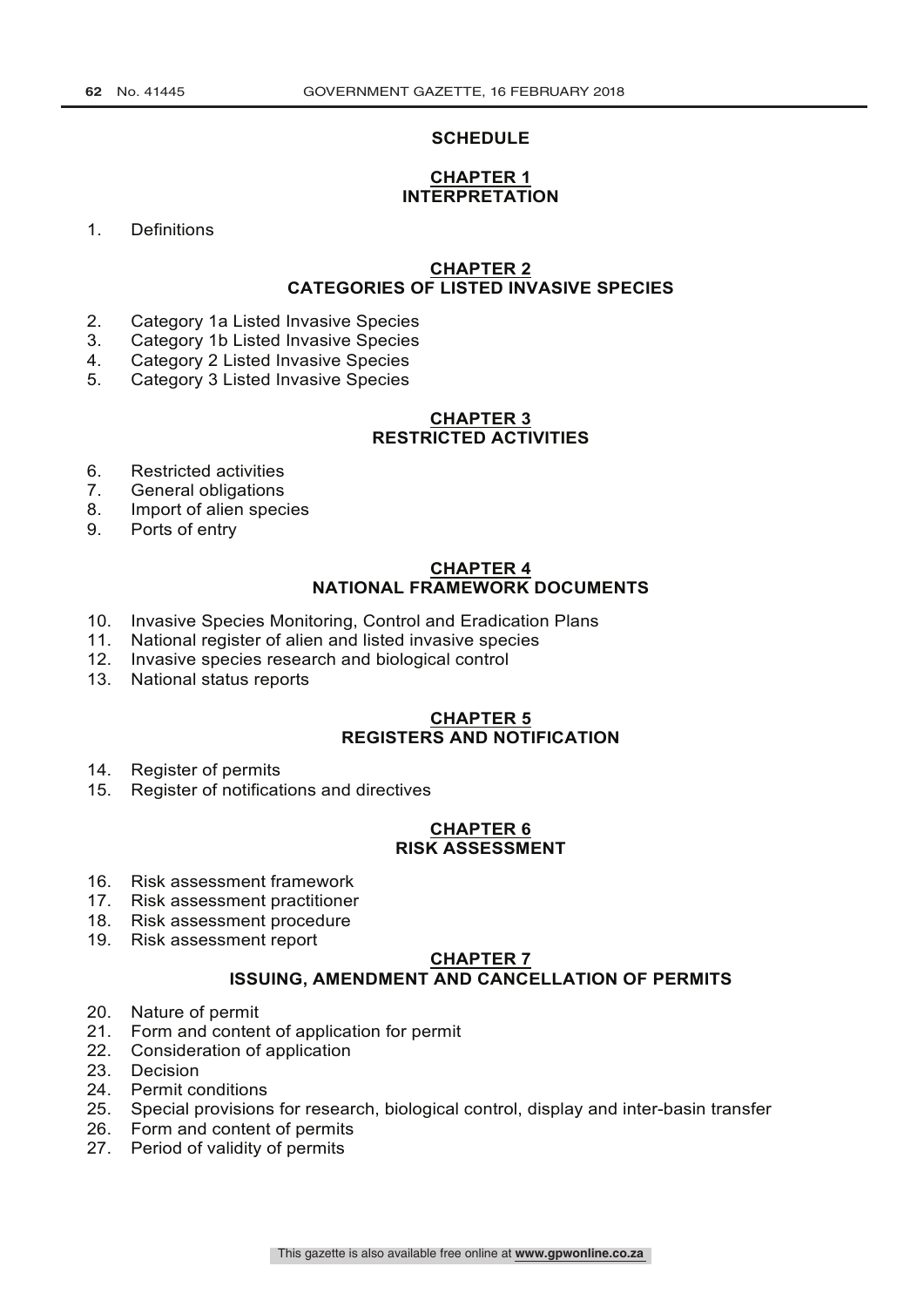# SCHEDULE

## CHAPTER 1
## INTERPRETATION

1. Definitions

## CHAPTER 2
## CATEGORIES OF LISTED INVASIVE SPECIES

2. Category 1a Listed Invasive Species
3. Category 1b Listed Invasive Species
4. Category 2 Listed Invasive Species
5. Category 3 Listed Invasive Species

## CHAPTER 3
## RESTRICTED ACTIVITIES

6. Restricted activities
7. General obligations
8. Import of alien species
9. Ports of entry

## CHAPTER 4
## NATIONAL FRAMEWORK DOCUMENTS

10. Invasive Species Monitoring, Control and Eradication Plans
11. National register of alien and listed invasive species
12. Invasive species research and biological control
13. National status reports

## CHAPTER 5
## REGISTERS AND NOTIFICATION

14. Register of permits
15. Register of notifications and directives

## CHAPTER 6
## RISK ASSESSMENT

16. Risk assessment framework
17. Risk assessment practitioner
18. Risk assessment procedure
19. Risk assessment report

## CHAPTER 7
## ISSUING, AMENDMENT AND CANCELLATION OF PERMITS

20. Nature of permit
21. Form and content of application for permit
22. Consideration of application
23. Decision
24. Permit conditions
25. Special provisions for research, biological control, display and inter-basin transfer
26. Form and content of permits
27. Period of validity of permits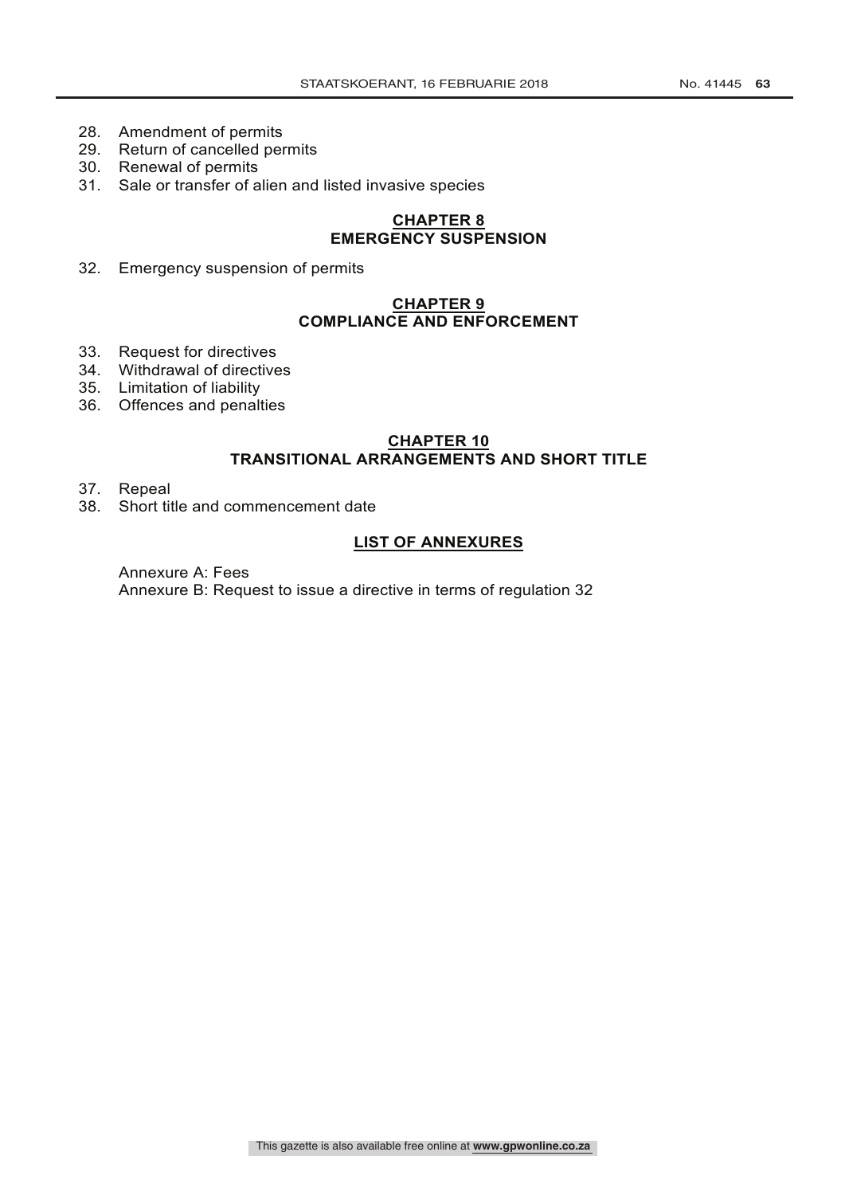28. Amendment of permits
29. Return of cancelled permits
30. Renewal of permits
31. Sale or transfer of alien and listed invasive species

## CHAPTER 8
## EMERGENCY SUSPENSION

32. Emergency suspension of permits

## CHAPTER 9
## COMPLIANCE AND ENFORCEMENT

33. Request for directives
34. Withdrawal of directives
35. Limitation of liability
36. Offences and penalties

## CHAPTER 10
## TRANSITIONAL ARRANGEMENTS AND SHORT TITLE

37. Repeal
38. Short title and commencement date

## LIST OF ANNEXURES

Annexure A: Fees
Annexure B: Request to issue a directive in terms of regulation 32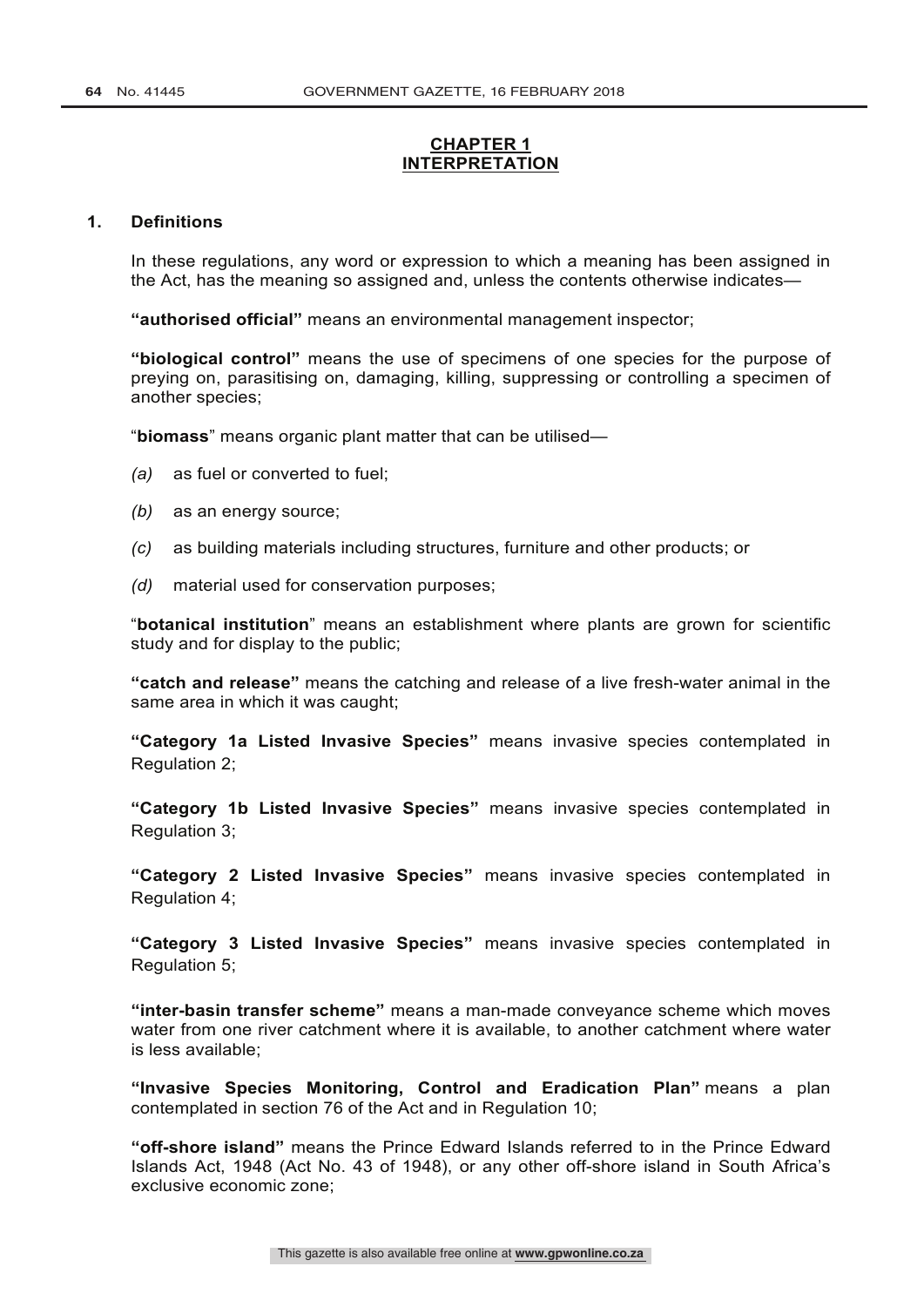## CHAPTER 1
## INTERPRETATION

### 1. Definitions

In these regulations, any word or expression to which a meaning has been assigned in the Act, has the meaning so assigned and, unless the contents otherwise indicates—

**"authorised official"** means an environmental management inspector;

**"biological control"** means the use of specimens of one species for the purpose of preying on, parasitising on, damaging, killing, suppressing or controlling a specimen of another species;

"**biomass**" means organic plant matter that can be utilised—

*(a)* as fuel or converted to fuel;

*(b)* as an energy source;

*(c)* as building materials including structures, furniture and other products; or

*(d)* material used for conservation purposes;

"**botanical institution**" means an establishment where plants are grown for scientific study and for display to the public;

**"catch and release"** means the catching and release of a live fresh-water animal in the same area in which it was caught;

**"Category 1a Listed Invasive Species"** means invasive species contemplated in Regulation 2;

**"Category 1b Listed Invasive Species"** means invasive species contemplated in Regulation 3;

**"Category 2 Listed Invasive Species"** means invasive species contemplated in Regulation 4;

**"Category 3 Listed Invasive Species"** means invasive species contemplated in Regulation 5;

**"inter-basin transfer scheme"** means a man-made conveyance scheme which moves water from one river catchment where it is available, to another catchment where water is less available;

**"Invasive Species Monitoring, Control and Eradication Plan"** means a plan contemplated in section 76 of the Act and in Regulation 10;

**"off-shore island"** means the Prince Edward Islands referred to in the Prince Edward Islands Act, 1948 (Act No. 43 of 1948), or any other off-shore island in South Africa's exclusive economic zone;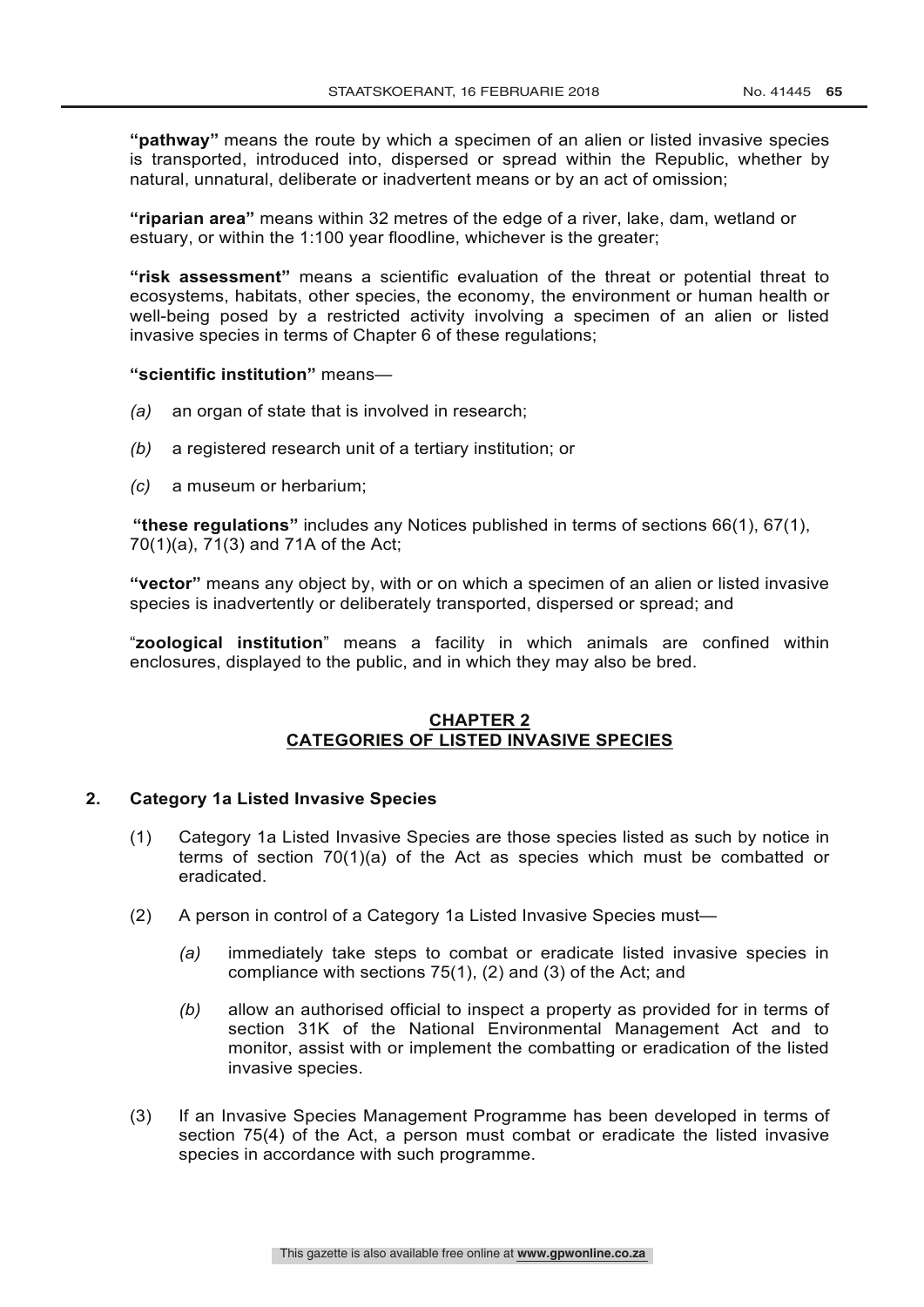**"pathway"** means the route by which a specimen of an alien or listed invasive species is transported, introduced into, dispersed or spread within the Republic, whether by natural, unnatural, deliberate or inadvertent means or by an act of omission;

**"riparian area"** means within 32 metres of the edge of a river, lake, dam, wetland or estuary, or within the 1:100 year floodline, whichever is the greater;

**"risk assessment"** means a scientific evaluation of the threat or potential threat to ecosystems, habitats, other species, the economy, the environment or human health or well-being posed by a restricted activity involving a specimen of an alien or listed invasive species in terms of Chapter 6 of these regulations;

**"scientific institution"** means—

*(a)* an organ of state that is involved in research;

*(b)* a registered research unit of a tertiary institution; or

*(c)* a museum or herbarium;

**"these regulations"** includes any Notices published in terms of sections 66(1), 67(1), 70(1)(a), 71(3) and 71A of the Act;

**"vector"** means any object by, with or on which a specimen of an alien or listed invasive species is inadvertently or deliberately transported, dispersed or spread; and

"**zoological institution**" means a facility in which animals are confined within enclosures, displayed to the public, and in which they may also be bred.

## CHAPTER 2
## CATEGORIES OF LISTED INVASIVE SPECIES

### 2. Category 1a Listed Invasive Species

(1) Category 1a Listed Invasive Species are those species listed as such by notice in terms of section 70(1)(a) of the Act as species which must be combatted or eradicated.

(2) A person in control of a Category 1a Listed Invasive Species must—

*(a)* immediately take steps to combat or eradicate listed invasive species in compliance with sections 75(1), (2) and (3) of the Act; and

*(b)* allow an authorised official to inspect a property as provided for in terms of section 31K of the National Environmental Management Act and to monitor, assist with or implement the combatting or eradication of the listed invasive species.

(3) If an Invasive Species Management Programme has been developed in terms of section 75(4) of the Act, a person must combat or eradicate the listed invasive species in accordance with such programme.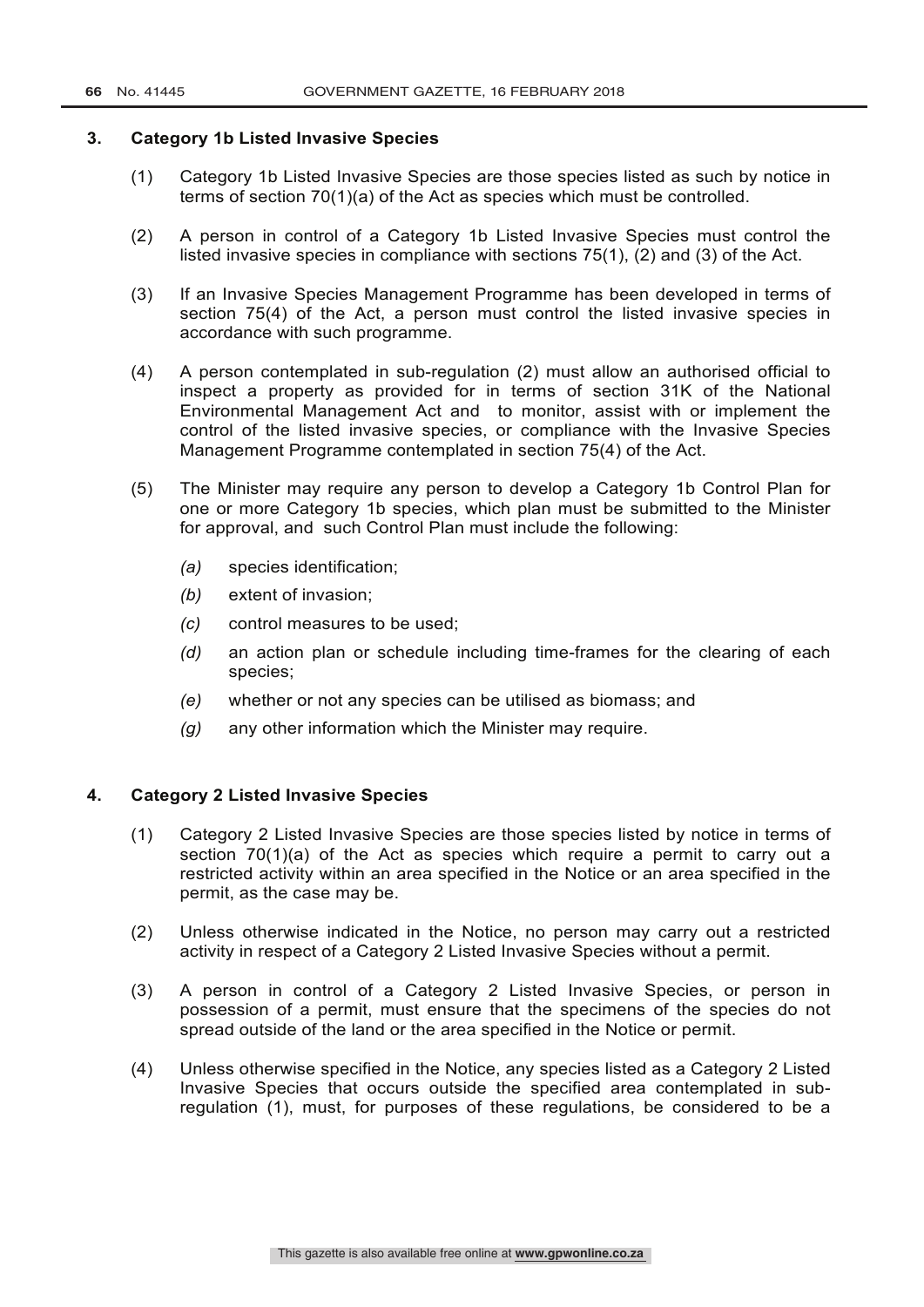## 3. Category 1b Listed Invasive Species

(1) Category 1b Listed Invasive Species are those species listed as such by notice in terms of section 70(1)(a) of the Act as species which must be controlled.

(2) A person in control of a Category 1b Listed Invasive Species must control the listed invasive species in compliance with sections 75(1), (2) and (3) of the Act.

(3) If an Invasive Species Management Programme has been developed in terms of section 75(4) of the Act, a person must control the listed invasive species in accordance with such programme.

(4) A person contemplated in sub-regulation (2) must allow an authorised official to inspect a property as provided for in terms of section 31K of the National Environmental Management Act and to monitor, assist with or implement the control of the listed invasive species, or compliance with the Invasive Species Management Programme contemplated in section 75(4) of the Act.

(5) The Minister may require any person to develop a Category 1b Control Plan for one or more Category 1b species, which plan must be submitted to the Minister for approval, and such Control Plan must include the following:

*(a)* species identification;

*(b)* extent of invasion;

*(c)* control measures to be used;

*(d)* an action plan or schedule including time-frames for the clearing of each species;

*(e)* whether or not any species can be utilised as biomass; and

*(g)* any other information which the Minister may require.

## 4. Category 2 Listed Invasive Species

(1) Category 2 Listed Invasive Species are those species listed by notice in terms of section 70(1)(a) of the Act as species which require a permit to carry out a restricted activity within an area specified in the Notice or an area specified in the permit, as the case may be.

(2) Unless otherwise indicated in the Notice, no person may carry out a restricted activity in respect of a Category 2 Listed Invasive Species without a permit.

(3) A person in control of a Category 2 Listed Invasive Species, or person in possession of a permit, must ensure that the specimens of the species do not spread outside of the land or the area specified in the Notice or permit.

(4) Unless otherwise specified in the Notice, any species listed as a Category 2 Listed Invasive Species that occurs outside the specified area contemplated in sub-regulation (1), must, for purposes of these regulations, be considered to be a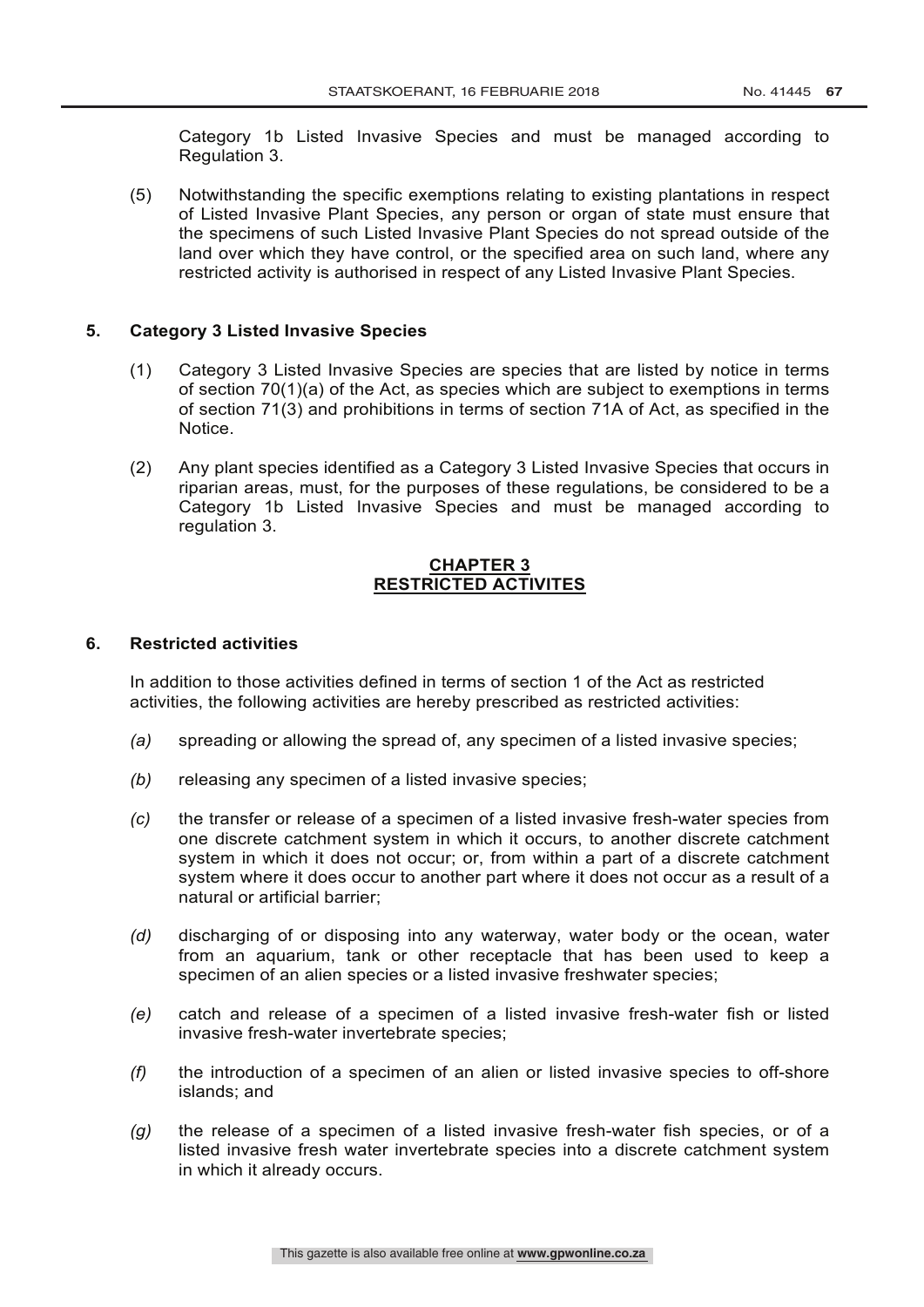Category 1b Listed Invasive Species and must be managed according to Regulation 3.

(5) Notwithstanding the specific exemptions relating to existing plantations in respect of Listed Invasive Plant Species, any person or organ of state must ensure that the specimens of such Listed Invasive Plant Species do not spread outside of the land over which they have control, or the specified area on such land, where any restricted activity is authorised in respect of any Listed Invasive Plant Species.

**5. Category 3 Listed Invasive Species**

(1) Category 3 Listed Invasive Species are species that are listed by notice in terms of section 70(1)(a) of the Act, as species which are subject to exemptions in terms of section 71(3) and prohibitions in terms of section 71A of Act, as specified in the Notice.

(2) Any plant species identified as a Category 3 Listed Invasive Species that occurs in riparian areas, must, for the purposes of these regulations, be considered to be a Category 1b Listed Invasive Species and must be managed according to regulation 3.

## CHAPTER 3
## RESTRICTED ACTIVITES

**6. Restricted activities**

In addition to those activities defined in terms of section 1 of the Act as restricted activities, the following activities are hereby prescribed as restricted activities:

*(a)* spreading or allowing the spread of, any specimen of a listed invasive species;

*(b)* releasing any specimen of a listed invasive species;

*(c)* the transfer or release of a specimen of a listed invasive fresh-water species from one discrete catchment system in which it occurs, to another discrete catchment system in which it does not occur; or, from within a part of a discrete catchment system where it does occur to another part where it does not occur as a result of a natural or artificial barrier;

*(d)* discharging of or disposing into any waterway, water body or the ocean, water from an aquarium, tank or other receptacle that has been used to keep a specimen of an alien species or a listed invasive freshwater species;

*(e)* catch and release of a specimen of a listed invasive fresh-water fish or listed invasive fresh-water invertebrate species;

*(f)* the introduction of a specimen of an alien or listed invasive species to off-shore islands; and

*(g)* the release of a specimen of a listed invasive fresh-water fish species, or of a listed invasive fresh water invertebrate species into a discrete catchment system in which it already occurs.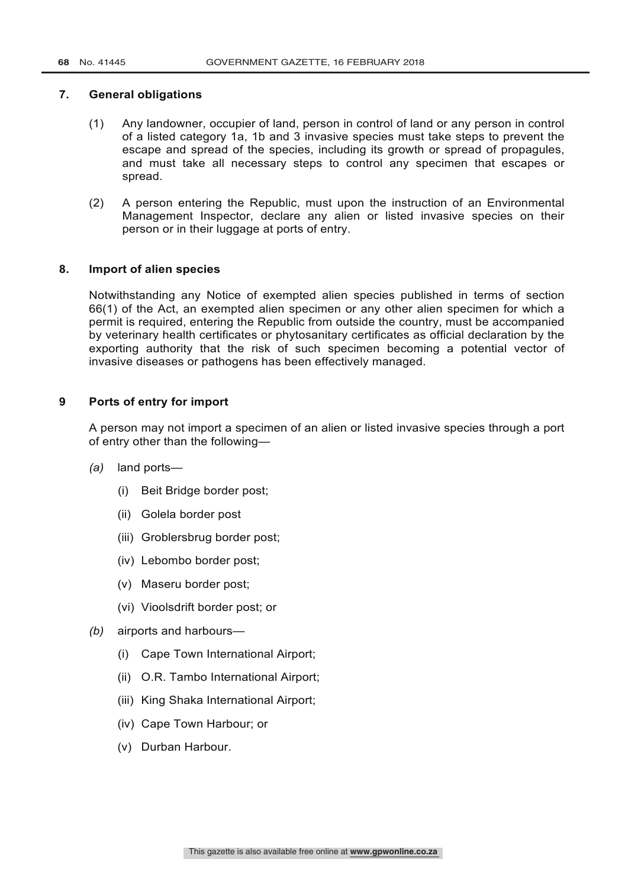## 7. General obligations

(1) Any landowner, occupier of land, person in control of land or any person in control of a listed category 1a, 1b and 3 invasive species must take steps to prevent the escape and spread of the species, including its growth or spread of propagules, and must take all necessary steps to control any specimen that escapes or spread.

(2) A person entering the Republic, must upon the instruction of an Environmental Management Inspector, declare any alien or listed invasive species on their person or in their luggage at ports of entry.

## 8. Import of alien species

Notwithstanding any Notice of exempted alien species published in terms of section 66(1) of the Act, an exempted alien specimen or any other alien specimen for which a permit is required, entering the Republic from outside the country, must be accompanied by veterinary health certificates or phytosanitary certificates as official declaration by the exporting authority that the risk of such specimen becoming a potential vector of invasive diseases or pathogens has been effectively managed.

## 9 Ports of entry for import

A person may not import a specimen of an alien or listed invasive species through a port of entry other than the following—

*(a)* land ports—

- (i) Beit Bridge border post;
- (ii) Golela border post
- (iii) Groblersbrug border post;
- (iv) Lebombo border post;
- (v) Maseru border post;
- (vi) Vioolsdrift border post; or

*(b)* airports and harbours—

- (i) Cape Town International Airport;
- (ii) O.R. Tambo International Airport;
- (iii) King Shaka International Airport;
- (iv) Cape Town Harbour; or
- (v) Durban Harbour.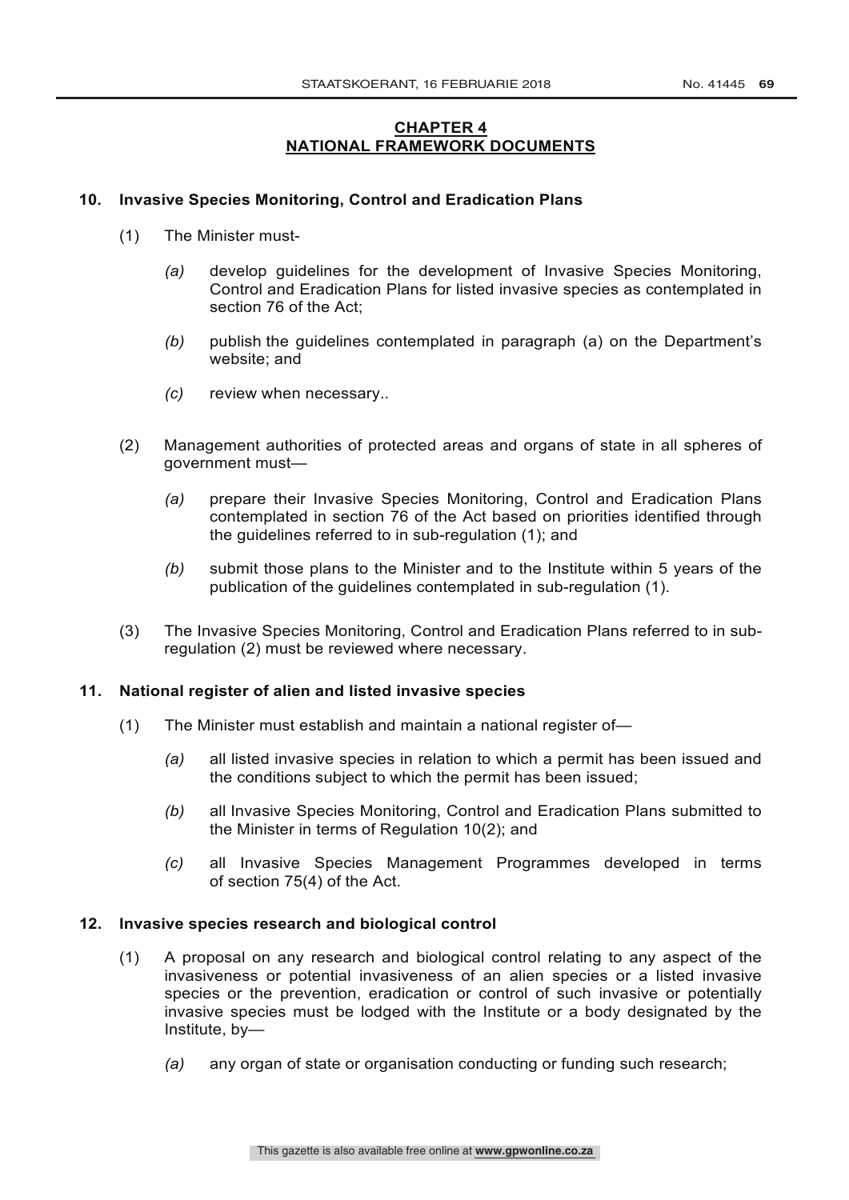## CHAPTER 4
## NATIONAL FRAMEWORK DOCUMENTS

### 10. Invasive Species Monitoring, Control and Eradication Plans

(1) The Minister must-

*(a)* develop guidelines for the development of Invasive Species Monitoring, Control and Eradication Plans for listed invasive species as contemplated in section 76 of the Act;

*(b)* publish the guidelines contemplated in paragraph (a) on the Department's website; and

*(c)* review when necessary..

(2) Management authorities of protected areas and organs of state in all spheres of government must—

*(a)* prepare their Invasive Species Monitoring, Control and Eradication Plans contemplated in section 76 of the Act based on priorities identified through the guidelines referred to in sub-regulation (1); and

*(b)* submit those plans to the Minister and to the Institute within 5 years of the publication of the guidelines contemplated in sub-regulation (1).

(3) The Invasive Species Monitoring, Control and Eradication Plans referred to in sub-regulation (2) must be reviewed where necessary.

### 11. National register of alien and listed invasive species

(1) The Minister must establish and maintain a national register of—

*(a)* all listed invasive species in relation to which a permit has been issued and the conditions subject to which the permit has been issued;

*(b)* all Invasive Species Monitoring, Control and Eradication Plans submitted to the Minister in terms of Regulation 10(2); and

*(c)* all Invasive Species Management Programmes developed in terms of section 75(4) of the Act.

### 12. Invasive species research and biological control

(1) A proposal on any research and biological control relating to any aspect of the invasiveness or potential invasiveness of an alien species or a listed invasive species or the prevention, eradication or control of such invasive or potentially invasive species must be lodged with the Institute or a body designated by the Institute, by—

*(a)* any organ of state or organisation conducting or funding such research;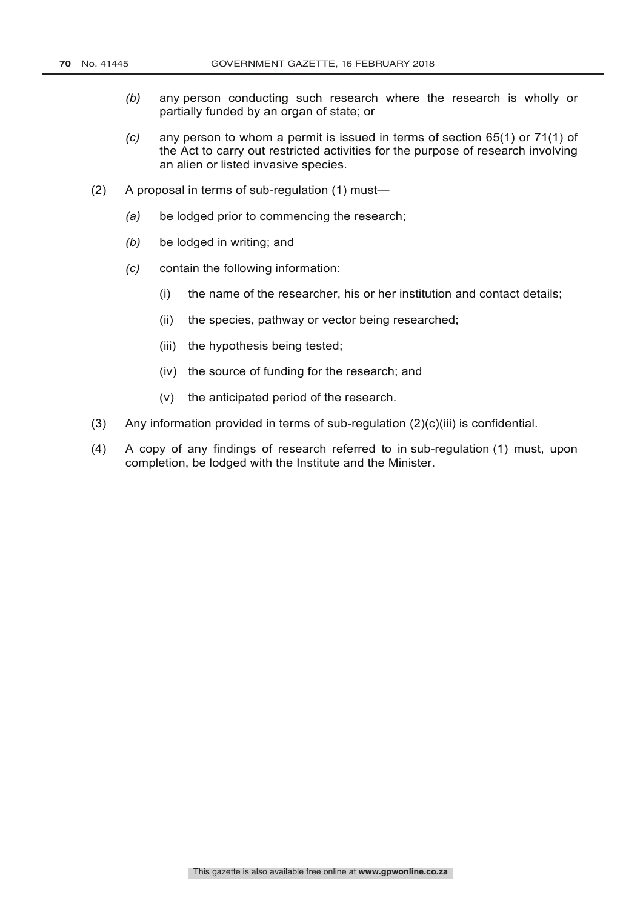*(b)* any person conducting such research where the research is wholly or partially funded by an organ of state; or

*(c)* any person to whom a permit is issued in terms of section 65(1) or 71(1) of the Act to carry out restricted activities for the purpose of research involving an alien or listed invasive species.

(2) A proposal in terms of sub-regulation (1) must—

*(a)* be lodged prior to commencing the research;

*(b)* be lodged in writing; and

*(c)* contain the following information:

(i) the name of the researcher, his or her institution and contact details;

(ii) the species, pathway or vector being researched;

(iii) the hypothesis being tested;

(iv) the source of funding for the research; and

(v) the anticipated period of the research.

(3) Any information provided in terms of sub-regulation (2)(c)(iii) is confidential.

(4) A copy of any findings of research referred to in sub-regulation (1) must, upon completion, be lodged with the Institute and the Minister.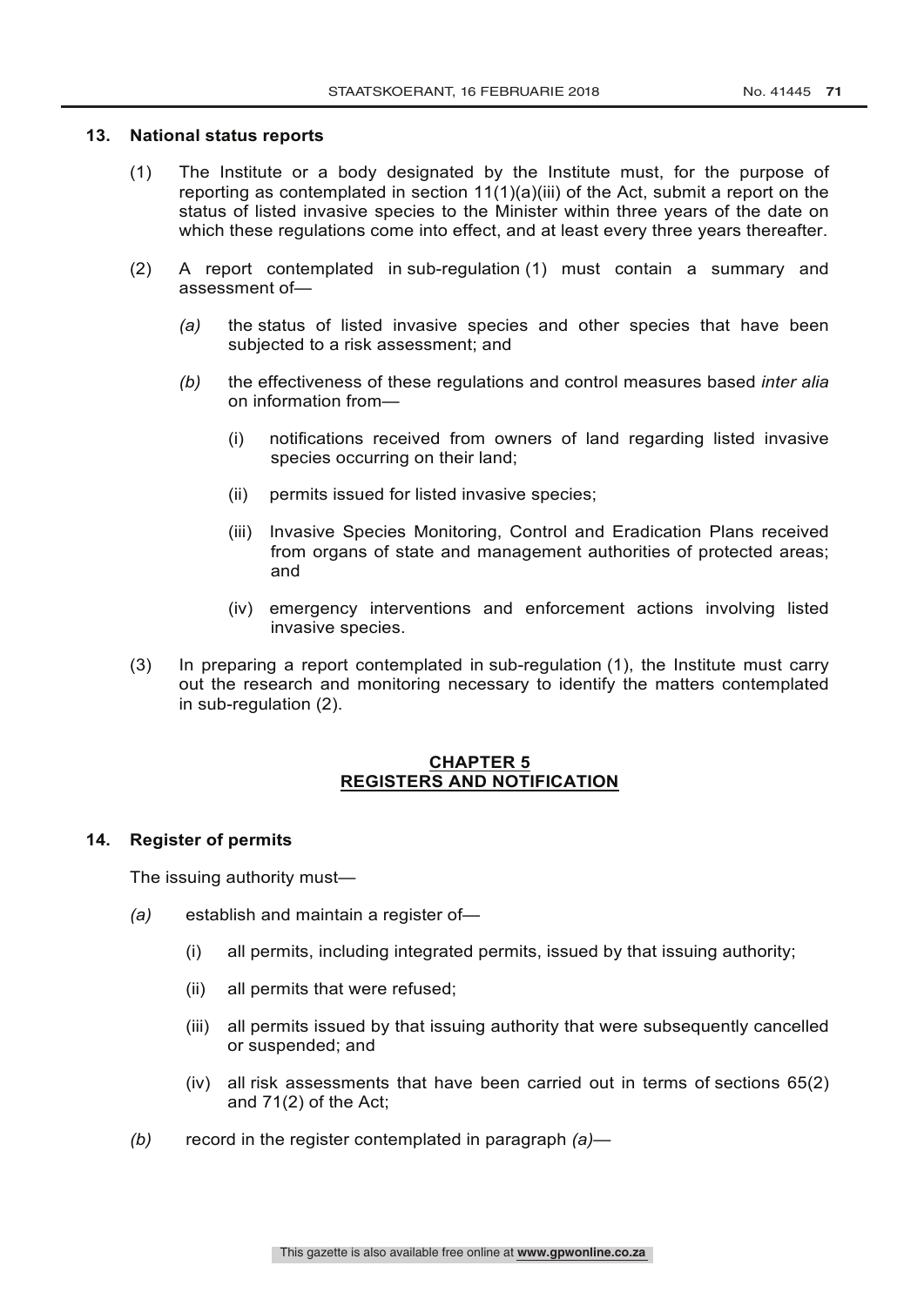**13. National status reports**

(1) The Institute or a body designated by the Institute must, for the purpose of reporting as contemplated in section 11(1)(a)(iii) of the Act, submit a report on the status of listed invasive species to the Minister within three years of the date on which these regulations come into effect, and at least every three years thereafter.

(2) A report contemplated in sub-regulation (1) must contain a summary and assessment of—

*(a)* the status of listed invasive species and other species that have been subjected to a risk assessment; and

*(b)* the effectiveness of these regulations and control measures based *inter alia* on information from—

(i) notifications received from owners of land regarding listed invasive species occurring on their land;

(ii) permits issued for listed invasive species;

(iii) Invasive Species Monitoring, Control and Eradication Plans received from organs of state and management authorities of protected areas; and

(iv) emergency interventions and enforcement actions involving listed invasive species.

(3) In preparing a report contemplated in sub-regulation (1), the Institute must carry out the research and monitoring necessary to identify the matters contemplated in sub-regulation (2).

## CHAPTER 5
## REGISTERS AND NOTIFICATION

**14. Register of permits**

The issuing authority must—

*(a)* establish and maintain a register of—

(i) all permits, including integrated permits, issued by that issuing authority;

(ii) all permits that were refused;

(iii) all permits issued by that issuing authority that were subsequently cancelled or suspended; and

(iv) all risk assessments that have been carried out in terms of sections 65(2) and 71(2) of the Act;

*(b)* record in the register contemplated in paragraph *(a)*—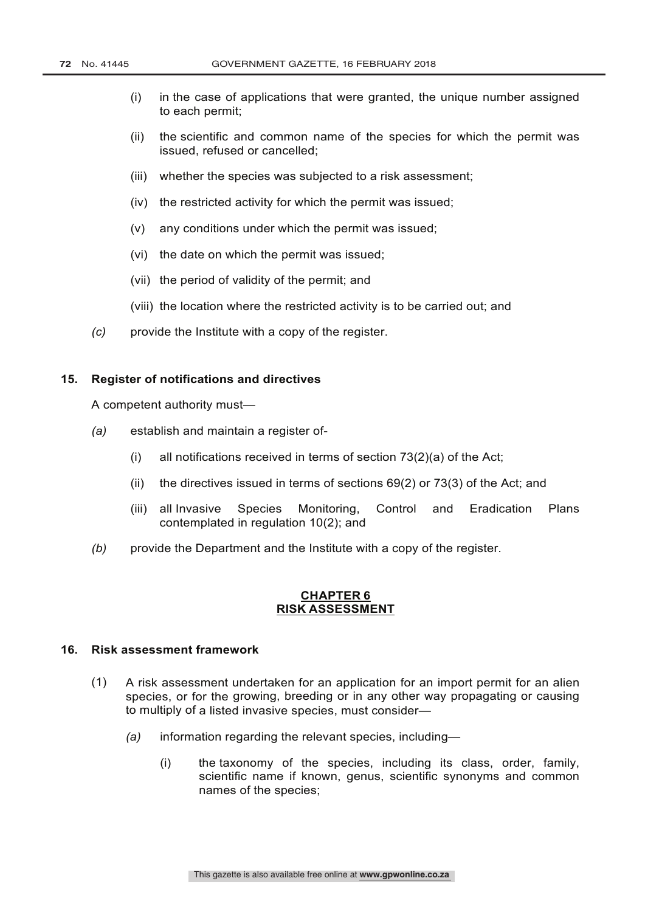(i) in the case of applications that were granted, the unique number assigned to each permit;

(ii) the scientific and common name of the species for which the permit was issued, refused or cancelled;

(iii) whether the species was subjected to a risk assessment;

(iv) the restricted activity for which the permit was issued;

(v) any conditions under which the permit was issued;

(vi) the date on which the permit was issued;

(vii) the period of validity of the permit; and

(viii) the location where the restricted activity is to be carried out; and

*(c)* provide the Institute with a copy of the register.

**15. Register of notifications and directives**

A competent authority must—

*(a)* establish and maintain a register of-

(i) all notifications received in terms of section 73(2)(a) of the Act;

(ii) the directives issued in terms of sections 69(2) or 73(3) of the Act; and

(iii) all Invasive Species Monitoring, Control and Eradication Plans contemplated in regulation 10(2); and

*(b)* provide the Department and the Institute with a copy of the register.

## CHAPTER 6
## RISK ASSESSMENT

**16. Risk assessment framework**

(1) A risk assessment undertaken for an application for an import permit for an alien species, or for the growing, breeding or in any other way propagating or causing to multiply of a listed invasive species, must consider—

*(a)* information regarding the relevant species, including—

(i) the taxonomy of the species, including its class, order, family, scientific name if known, genus, scientific synonyms and common names of the species;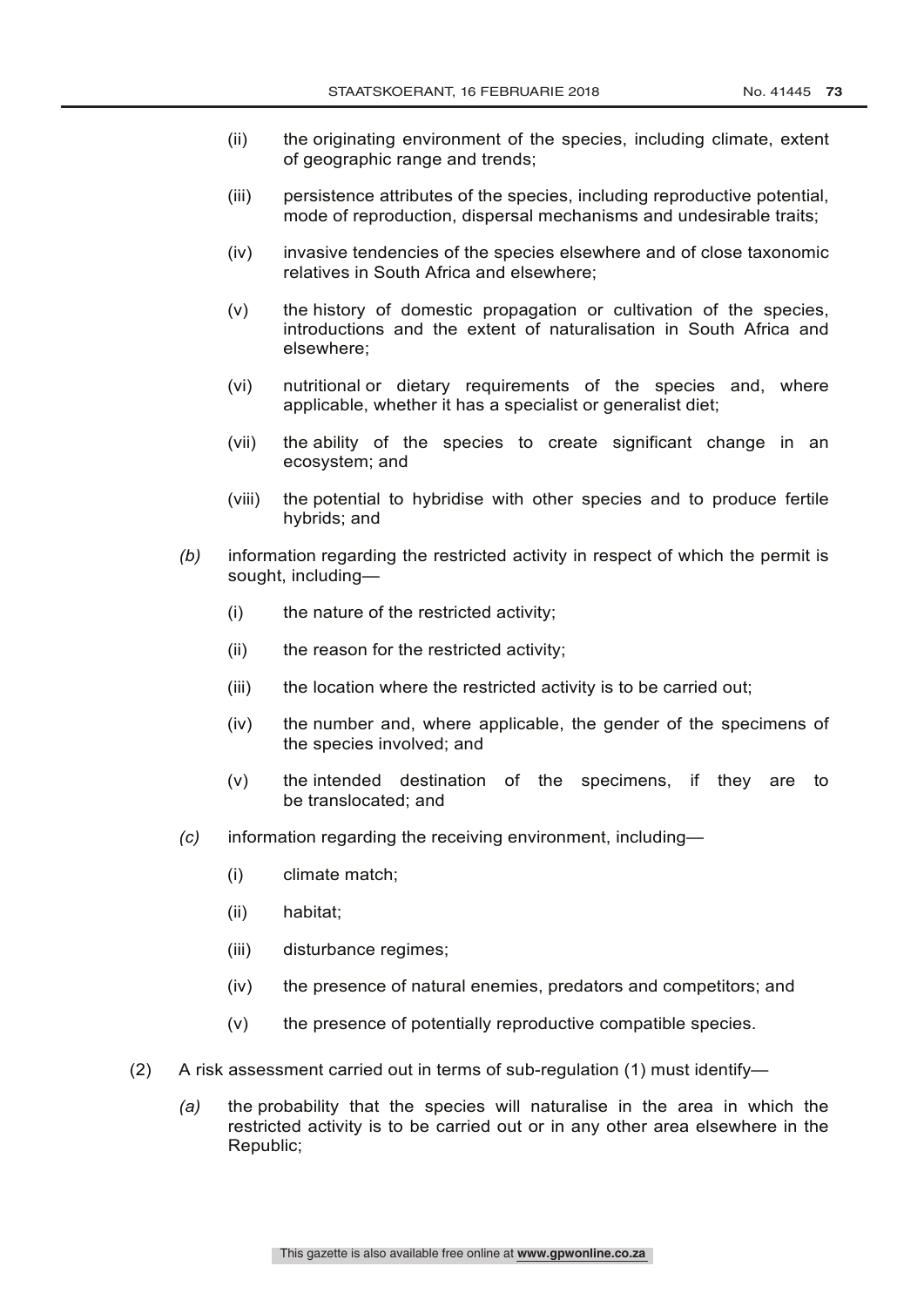(ii) the originating environment of the species, including climate, extent of geographic range and trends;

(iii) persistence attributes of the species, including reproductive potential, mode of reproduction, dispersal mechanisms and undesirable traits;

(iv) invasive tendencies of the species elsewhere and of close taxonomic relatives in South Africa and elsewhere;

(v) the history of domestic propagation or cultivation of the species, introductions and the extent of naturalisation in South Africa and elsewhere;

(vi) nutritional or dietary requirements of the species and, where applicable, whether it has a specialist or generalist diet;

(vii) the ability of the species to create significant change in an ecosystem; and

(viii) the potential to hybridise with other species and to produce fertile hybrids; and

*(b)* information regarding the restricted activity in respect of which the permit is sought, including—

(i) the nature of the restricted activity;

(ii) the reason for the restricted activity;

(iii) the location where the restricted activity is to be carried out;

(iv) the number and, where applicable, the gender of the specimens of the species involved; and

(v) the intended destination of the specimens, if they are to be translocated; and

*(c)* information regarding the receiving environment, including—

(i) climate match;

(ii) habitat;

(iii) disturbance regimes;

(iv) the presence of natural enemies, predators and competitors; and

(v) the presence of potentially reproductive compatible species.

(2) A risk assessment carried out in terms of sub-regulation (1) must identify—

*(a)* the probability that the species will naturalise in the area in which the restricted activity is to be carried out or in any other area elsewhere in the Republic;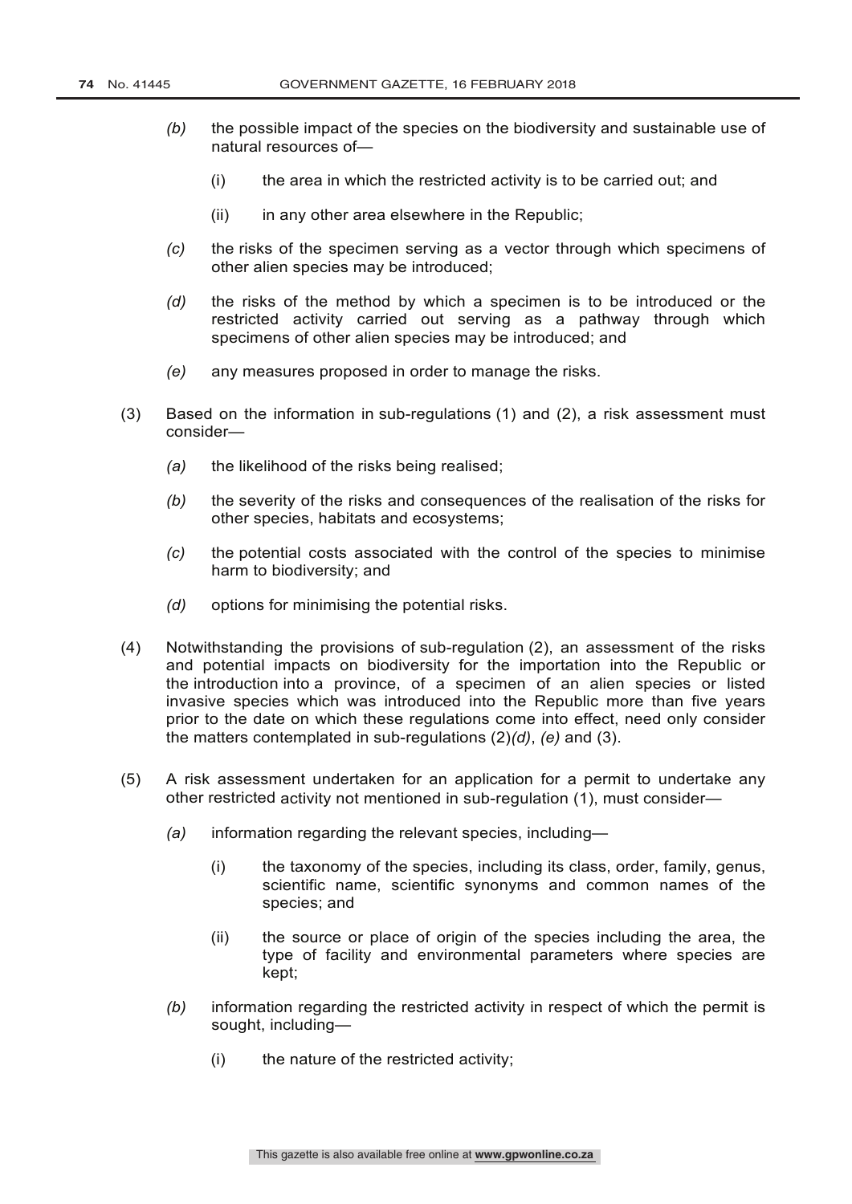*(b)* the possible impact of the species on the biodiversity and sustainable use of natural resources of—

  (i) the area in which the restricted activity is to be carried out; and

  (ii) in any other area elsewhere in the Republic;

*(c)* the risks of the specimen serving as a vector through which specimens of other alien species may be introduced;

*(d)* the risks of the method by which a specimen is to be introduced or the restricted activity carried out serving as a pathway through which specimens of other alien species may be introduced; and

*(e)* any measures proposed in order to manage the risks.

(3) Based on the information in sub-regulations (1) and (2), a risk assessment must consider—

*(a)* the likelihood of the risks being realised;

*(b)* the severity of the risks and consequences of the realisation of the risks for other species, habitats and ecosystems;

*(c)* the potential costs associated with the control of the species to minimise harm to biodiversity; and

*(d)* options for minimising the potential risks.

(4) Notwithstanding the provisions of sub-regulation (2), an assessment of the risks and potential impacts on biodiversity for the importation into the Republic or the introduction into a province, of a specimen of an alien species or listed invasive species which was introduced into the Republic more than five years prior to the date on which these regulations come into effect, need only consider the matters contemplated in sub-regulations (2)*(d)*, *(e)* and (3).

(5) A risk assessment undertaken for an application for a permit to undertake any other restricted activity not mentioned in sub-regulation (1), must consider—

*(a)* information regarding the relevant species, including—

  (i) the taxonomy of the species, including its class, order, family, genus, scientific name, scientific synonyms and common names of the species; and

  (ii) the source or place of origin of the species including the area, the type of facility and environmental parameters where species are kept;

*(b)* information regarding the restricted activity in respect of which the permit is sought, including—

  (i) the nature of the restricted activity;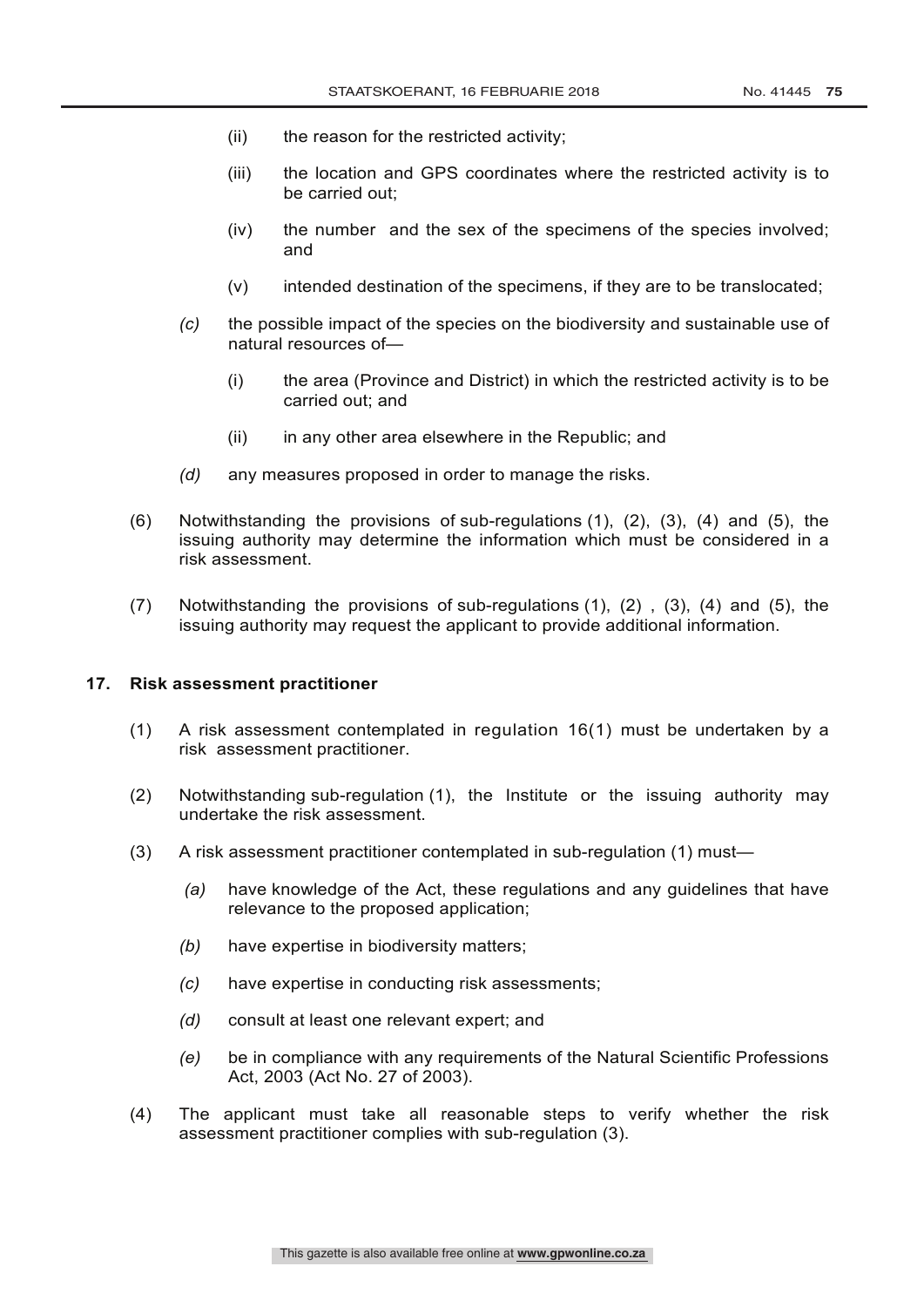(ii) the reason for the restricted activity;

(iii) the location and GPS coordinates where the restricted activity is to be carried out;

(iv) the number and the sex of the specimens of the species involved; and

(v) intended destination of the specimens, if they are to be translocated;

*(c)* the possible impact of the species on the biodiversity and sustainable use of natural resources of—

(i) the area (Province and District) in which the restricted activity is to be carried out; and

(ii) in any other area elsewhere in the Republic; and

*(d)* any measures proposed in order to manage the risks.

(6) Notwithstanding the provisions of sub-regulations (1), (2), (3), (4) and (5), the issuing authority may determine the information which must be considered in a risk assessment.

(7) Notwithstanding the provisions of sub-regulations (1), (2) , (3), (4) and (5), the issuing authority may request the applicant to provide additional information.

**17. Risk assessment practitioner**

(1) A risk assessment contemplated in regulation 16(1) must be undertaken by a risk assessment practitioner.

(2) Notwithstanding sub-regulation (1), the Institute or the issuing authority may undertake the risk assessment.

(3) A risk assessment practitioner contemplated in sub-regulation (1) must—

*(a)* have knowledge of the Act, these regulations and any guidelines that have relevance to the proposed application;

*(b)* have expertise in biodiversity matters;

*(c)* have expertise in conducting risk assessments;

*(d)* consult at least one relevant expert; and

*(e)* be in compliance with any requirements of the Natural Scientific Professions Act, 2003 (Act No. 27 of 2003).

(4) The applicant must take all reasonable steps to verify whether the risk assessment practitioner complies with sub-regulation (3).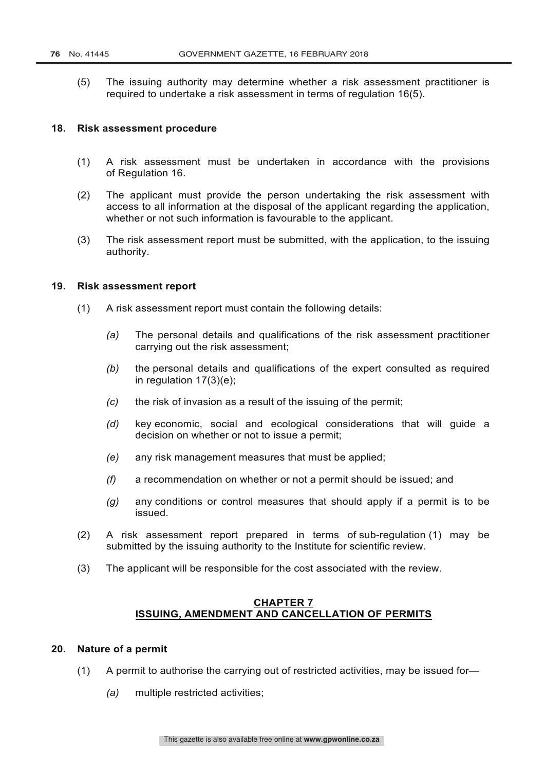(5) The issuing authority may determine whether a risk assessment practitioner is required to undertake a risk assessment in terms of regulation 16(5).

**18. Risk assessment procedure**

(1) A risk assessment must be undertaken in accordance with the provisions of Regulation 16.

(2) The applicant must provide the person undertaking the risk assessment with access to all information at the disposal of the applicant regarding the application, whether or not such information is favourable to the applicant.

(3) The risk assessment report must be submitted, with the application, to the issuing authority.

**19. Risk assessment report**

(1) A risk assessment report must contain the following details:

*(a)* The personal details and qualifications of the risk assessment practitioner carrying out the risk assessment;

*(b)* the personal details and qualifications of the expert consulted as required in regulation 17(3)(e);

*(c)* the risk of invasion as a result of the issuing of the permit;

*(d)* key economic, social and ecological considerations that will guide a decision on whether or not to issue a permit;

*(e)* any risk management measures that must be applied;

*(f)* a recommendation on whether or not a permit should be issued; and

*(g)* any conditions or control measures that should apply if a permit is to be issued.

(2) A risk assessment report prepared in terms of sub-regulation (1) may be submitted by the issuing authority to the Institute for scientific review.

(3) The applicant will be responsible for the cost associated with the review.

## CHAPTER 7
## ISSUING, AMENDMENT AND CANCELLATION OF PERMITS

**20. Nature of a permit**

(1) A permit to authorise the carrying out of restricted activities, may be issued for—

*(a)* multiple restricted activities;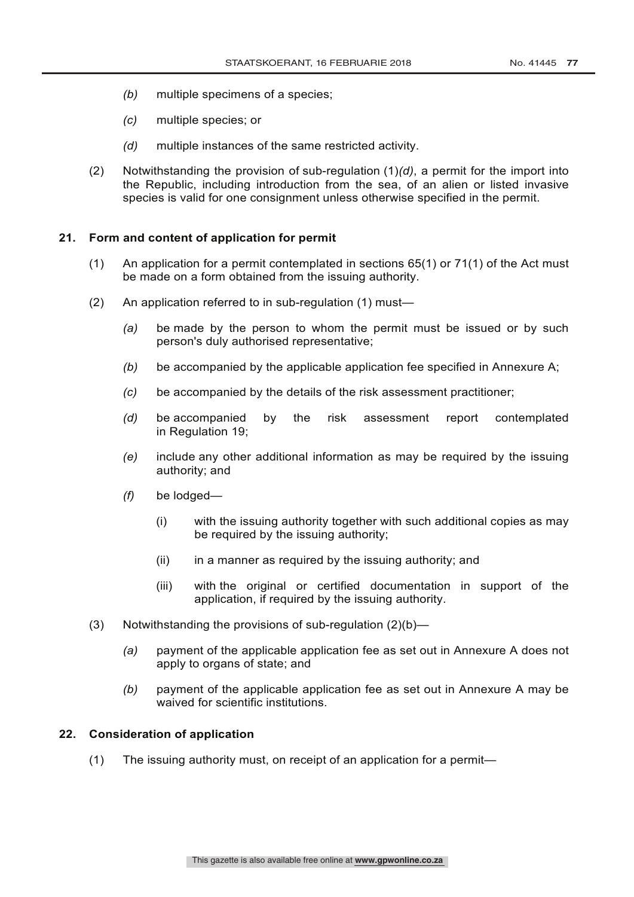*(b)* multiple specimens of a species;

*(c)* multiple species; or

*(d)* multiple instances of the same restricted activity.

(2) Notwithstanding the provision of sub-regulation (1)*(d)*, a permit for the import into the Republic, including introduction from the sea, of an alien or listed invasive species is valid for one consignment unless otherwise specified in the permit.

**21. Form and content of application for permit**

(1) An application for a permit contemplated in sections 65(1) or 71(1) of the Act must be made on a form obtained from the issuing authority.

(2) An application referred to in sub-regulation (1) must—

*(a)* be made by the person to whom the permit must be issued or by such person's duly authorised representative;

*(b)* be accompanied by the applicable application fee specified in Annexure A;

*(c)* be accompanied by the details of the risk assessment practitioner;

*(d)* be accompanied by the risk assessment report contemplated in Regulation 19;

*(e)* include any other additional information as may be required by the issuing authority; and

*(f)* be lodged—

(i) with the issuing authority together with such additional copies as may be required by the issuing authority;

(ii) in a manner as required by the issuing authority; and

(iii) with the original or certified documentation in support of the application, if required by the issuing authority.

(3) Notwithstanding the provisions of sub-regulation (2)(b)—

*(a)* payment of the applicable application fee as set out in Annexure A does not apply to organs of state; and

*(b)* payment of the applicable application fee as set out in Annexure A may be waived for scientific institutions.

**22. Consideration of application**

(1) The issuing authority must, on receipt of an application for a permit—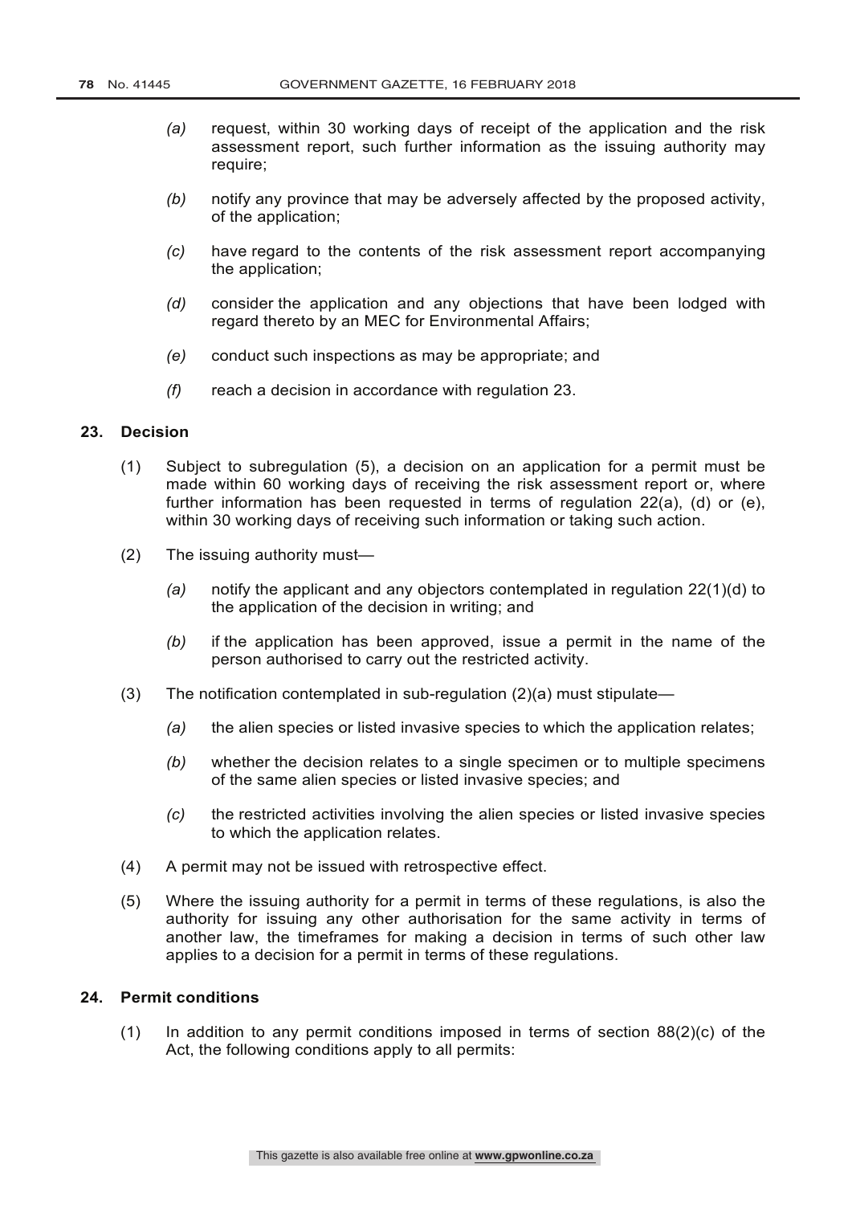*(a)* request, within 30 working days of receipt of the application and the risk assessment report, such further information as the issuing authority may require;

*(b)* notify any province that may be adversely affected by the proposed activity, of the application;

*(c)* have regard to the contents of the risk assessment report accompanying the application;

*(d)* consider the application and any objections that have been lodged with regard thereto by an MEC for Environmental Affairs;

*(e)* conduct such inspections as may be appropriate; and

*(f)* reach a decision in accordance with regulation 23.

**23. Decision**

(1) Subject to subregulation (5), a decision on an application for a permit must be made within 60 working days of receiving the risk assessment report or, where further information has been requested in terms of regulation 22(a), (d) or (e), within 30 working days of receiving such information or taking such action.

(2) The issuing authority must—

*(a)* notify the applicant and any objectors contemplated in regulation 22(1)(d) to the application of the decision in writing; and

*(b)* if the application has been approved, issue a permit in the name of the person authorised to carry out the restricted activity.

(3) The notification contemplated in sub-regulation (2)(a) must stipulate—

*(a)* the alien species or listed invasive species to which the application relates;

*(b)* whether the decision relates to a single specimen or to multiple specimens of the same alien species or listed invasive species; and

*(c)* the restricted activities involving the alien species or listed invasive species to which the application relates.

(4) A permit may not be issued with retrospective effect.

(5) Where the issuing authority for a permit in terms of these regulations, is also the authority for issuing any other authorisation for the same activity in terms of another law, the timeframes for making a decision in terms of such other law applies to a decision for a permit in terms of these regulations.

**24. Permit conditions**

(1) In addition to any permit conditions imposed in terms of section 88(2)(c) of the Act, the following conditions apply to all permits: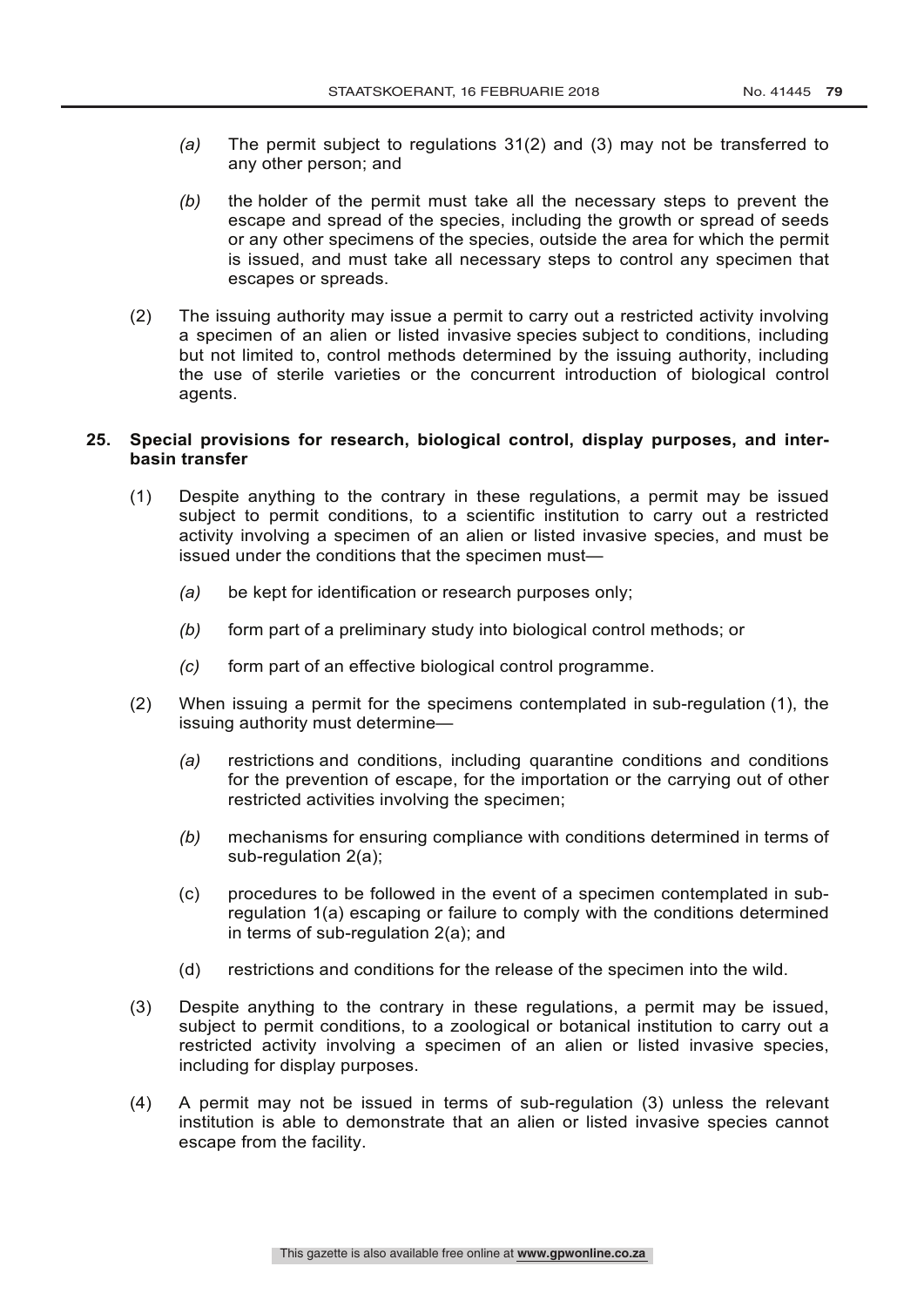*(a)* The permit subject to regulations 31(2) and (3) may not be transferred to any other person; and

*(b)* the holder of the permit must take all the necessary steps to prevent the escape and spread of the species, including the growth or spread of seeds or any other specimens of the species, outside the area for which the permit is issued, and must take all necessary steps to control any specimen that escapes or spreads.

(2) The issuing authority may issue a permit to carry out a restricted activity involving a specimen of an alien or listed invasive species subject to conditions, including but not limited to, control methods determined by the issuing authority, including the use of sterile varieties or the concurrent introduction of biological control agents.

**25. Special provisions for research, biological control, display purposes, and inter-basin transfer**

(1) Despite anything to the contrary in these regulations, a permit may be issued subject to permit conditions, to a scientific institution to carry out a restricted activity involving a specimen of an alien or listed invasive species, and must be issued under the conditions that the specimen must—

*(a)* be kept for identification or research purposes only;

*(b)* form part of a preliminary study into biological control methods; or

*(c)* form part of an effective biological control programme.

(2) When issuing a permit for the specimens contemplated in sub-regulation (1), the issuing authority must determine—

*(a)* restrictions and conditions, including quarantine conditions and conditions for the prevention of escape, for the importation or the carrying out of other restricted activities involving the specimen;

*(b)* mechanisms for ensuring compliance with conditions determined in terms of sub-regulation 2(a);

(c) procedures to be followed in the event of a specimen contemplated in sub-regulation 1(a) escaping or failure to comply with the conditions determined in terms of sub-regulation 2(a); and

(d) restrictions and conditions for the release of the specimen into the wild.

(3) Despite anything to the contrary in these regulations, a permit may be issued, subject to permit conditions, to a zoological or botanical institution to carry out a restricted activity involving a specimen of an alien or listed invasive species, including for display purposes.

(4) A permit may not be issued in terms of sub-regulation (3) unless the relevant institution is able to demonstrate that an alien or listed invasive species cannot escape from the facility.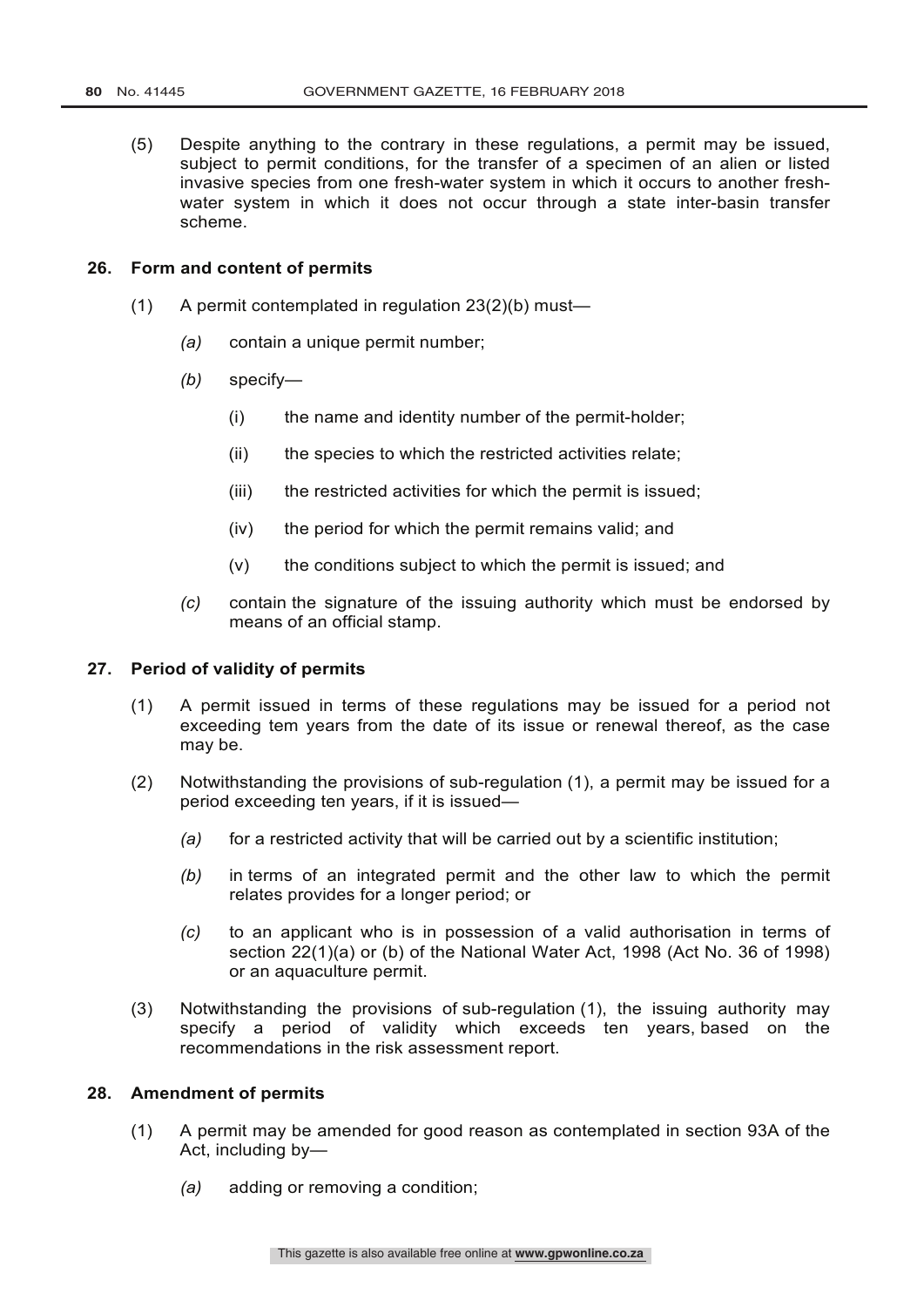(5) Despite anything to the contrary in these regulations, a permit may be issued, subject to permit conditions, for the transfer of a specimen of an alien or listed invasive species from one fresh-water system in which it occurs to another fresh-water system in which it does not occur through a state inter-basin transfer scheme.

## 26. Form and content of permits

(1) A permit contemplated in regulation 23(2)(b) must—

*(a)* contain a unique permit number;

*(b)* specify—

(i) the name and identity number of the permit-holder;

(ii) the species to which the restricted activities relate;

(iii) the restricted activities for which the permit is issued;

(iv) the period for which the permit remains valid; and

(v) the conditions subject to which the permit is issued; and

*(c)* contain the signature of the issuing authority which must be endorsed by means of an official stamp.

## 27. Period of validity of permits

(1) A permit issued in terms of these regulations may be issued for a period not exceeding tem years from the date of its issue or renewal thereof, as the case may be.

(2) Notwithstanding the provisions of sub-regulation (1), a permit may be issued for a period exceeding ten years, if it is issued—

*(a)* for a restricted activity that will be carried out by a scientific institution;

*(b)* in terms of an integrated permit and the other law to which the permit relates provides for a longer period; or

*(c)* to an applicant who is in possession of a valid authorisation in terms of section 22(1)(a) or (b) of the National Water Act, 1998 (Act No. 36 of 1998) or an aquaculture permit.

(3) Notwithstanding the provisions of sub-regulation (1), the issuing authority may specify a period of validity which exceeds ten years, based on the recommendations in the risk assessment report.

## 28. Amendment of permits

(1) A permit may be amended for good reason as contemplated in section 93A of the Act, including by—

*(a)* adding or removing a condition;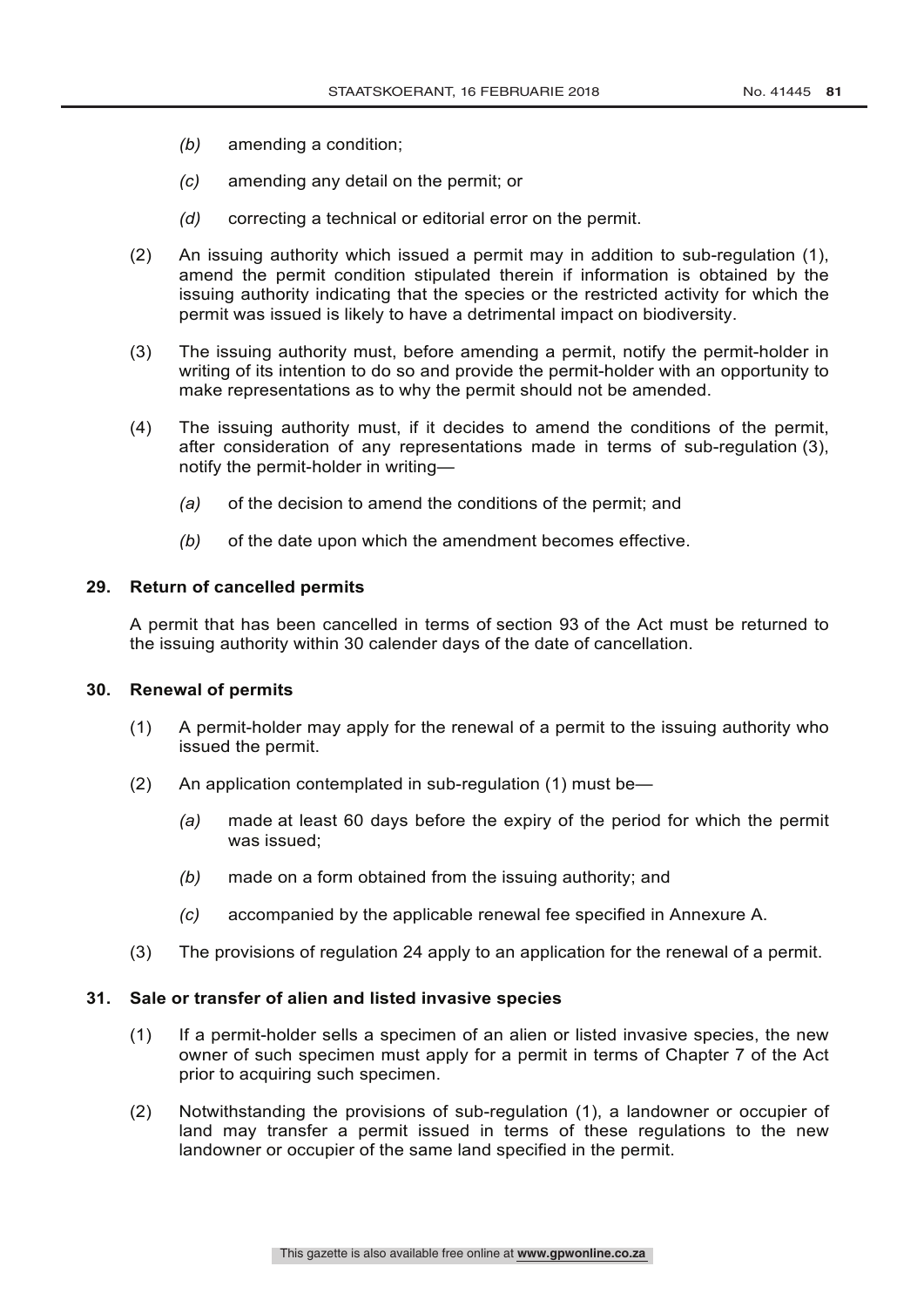*(b)* amending a condition;

*(c)* amending any detail on the permit; or

*(d)* correcting a technical or editorial error on the permit.

(2) An issuing authority which issued a permit may in addition to sub-regulation (1), amend the permit condition stipulated therein if information is obtained by the issuing authority indicating that the species or the restricted activity for which the permit was issued is likely to have a detrimental impact on biodiversity.

(3) The issuing authority must, before amending a permit, notify the permit-holder in writing of its intention to do so and provide the permit-holder with an opportunity to make representations as to why the permit should not be amended.

(4) The issuing authority must, if it decides to amend the conditions of the permit, after consideration of any representations made in terms of sub-regulation (3), notify the permit-holder in writing—

*(a)* of the decision to amend the conditions of the permit; and

*(b)* of the date upon which the amendment becomes effective.

**29. Return of cancelled permits**

A permit that has been cancelled in terms of section 93 of the Act must be returned to the issuing authority within 30 calender days of the date of cancellation.

**30. Renewal of permits**

(1) A permit-holder may apply for the renewal of a permit to the issuing authority who issued the permit.

(2) An application contemplated in sub-regulation (1) must be—

*(a)* made at least 60 days before the expiry of the period for which the permit was issued;

*(b)* made on a form obtained from the issuing authority; and

*(c)* accompanied by the applicable renewal fee specified in Annexure A.

(3) The provisions of regulation 24 apply to an application for the renewal of a permit.

**31. Sale or transfer of alien and listed invasive species**

(1) If a permit-holder sells a specimen of an alien or listed invasive species, the new owner of such specimen must apply for a permit in terms of Chapter 7 of the Act prior to acquiring such specimen.

(2) Notwithstanding the provisions of sub-regulation (1), a landowner or occupier of land may transfer a permit issued in terms of these regulations to the new landowner or occupier of the same land specified in the permit.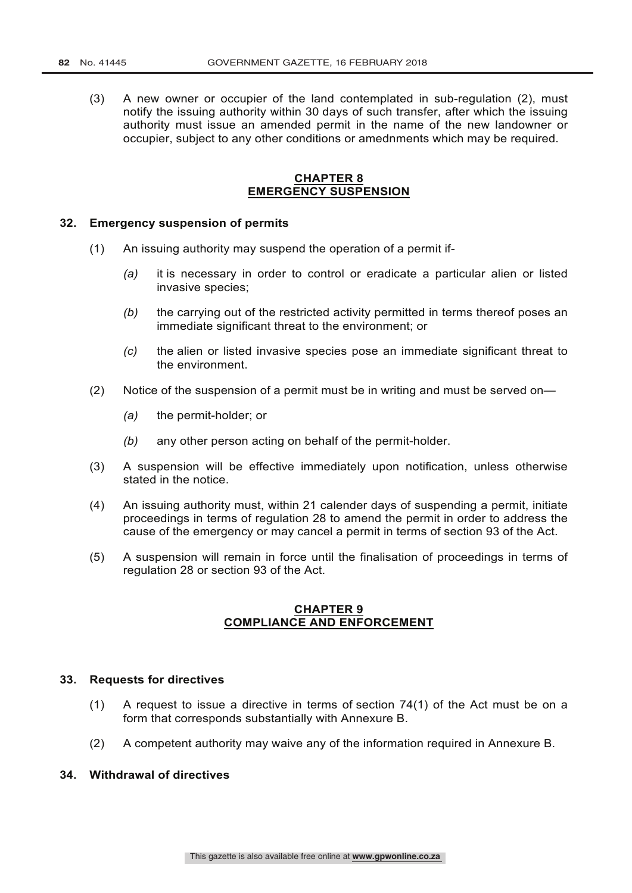(3) A new owner or occupier of the land contemplated in sub-regulation (2), must notify the issuing authority within 30 days of such transfer, after which the issuing authority must issue an amended permit in the name of the new landowner or occupier, subject to any other conditions or amednments which may be required.

## CHAPTER 8
## EMERGENCY SUSPENSION

### 32. Emergency suspension of permits

(1) An issuing authority may suspend the operation of a permit if-

*(a)* it is necessary in order to control or eradicate a particular alien or listed invasive species;

*(b)* the carrying out of the restricted activity permitted in terms thereof poses an immediate significant threat to the environment; or

*(c)* the alien or listed invasive species pose an immediate significant threat to the environment.

(2) Notice of the suspension of a permit must be in writing and must be served on—

*(a)* the permit-holder; or

*(b)* any other person acting on behalf of the permit-holder.

(3) A suspension will be effective immediately upon notification, unless otherwise stated in the notice.

(4) An issuing authority must, within 21 calender days of suspending a permit, initiate proceedings in terms of regulation 28 to amend the permit in order to address the cause of the emergency or may cancel a permit in terms of section 93 of the Act.

(5) A suspension will remain in force until the finalisation of proceedings in terms of regulation 28 or section 93 of the Act.

## CHAPTER 9
## COMPLIANCE AND ENFORCEMENT

### 33. Requests for directives

(1) A request to issue a directive in terms of section 74(1) of the Act must be on a form that corresponds substantially with Annexure B.

(2) A competent authority may waive any of the information required in Annexure B.

### 34. Withdrawal of directives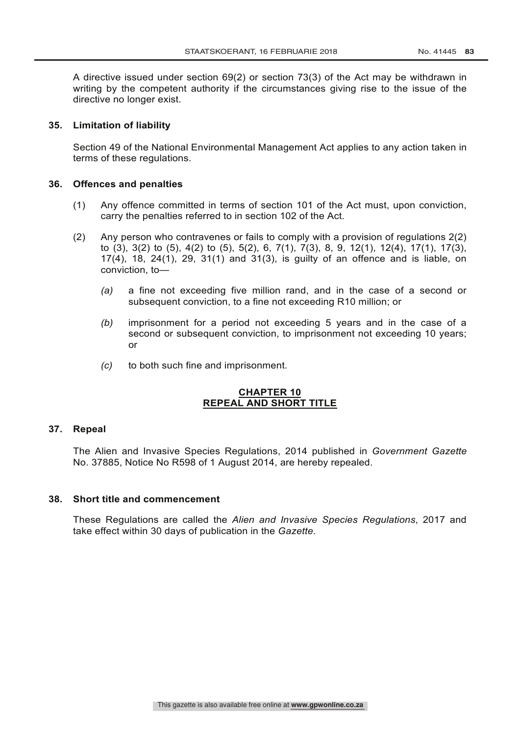A directive issued under section 69(2) or section 73(3) of the Act may be withdrawn in writing by the competent authority if the circumstances giving rise to the issue of the directive no longer exist.

### 35. Limitation of liability

Section 49 of the National Environmental Management Act applies to any action taken in terms of these regulations.

### 36. Offences and penalties

(1) Any offence committed in terms of section 101 of the Act must, upon conviction, carry the penalties referred to in section 102 of the Act.

(2) Any person who contravenes or fails to comply with a provision of regulations 2(2) to (3), 3(2) to (5), 4(2) to (5), 5(2), 6, 7(1), 7(3), 8, 9, 12(1), 12(4), 17(1), 17(3), 17(4), 18, 24(1), 29, 31(1) and 31(3), is guilty of an offence and is liable, on conviction, to—

*(a)* a fine not exceeding five million rand, and in the case of a second or subsequent conviction, to a fine not exceeding R10 million; or

*(b)* imprisonment for a period not exceeding 5 years and in the case of a second or subsequent conviction, to imprisonment not exceeding 10 years; or

*(c)* to both such fine and imprisonment.

## CHAPTER 10
## REPEAL AND SHORT TITLE

### 37. Repeal

The Alien and Invasive Species Regulations, 2014 published in *Government Gazette* No. 37885, Notice No R598 of 1 August 2014, are hereby repealed.

### 38. Short title and commencement

These Regulations are called the *Alien and Invasive Species Regulations*, 2017 and take effect within 30 days of publication in the *Gazette*.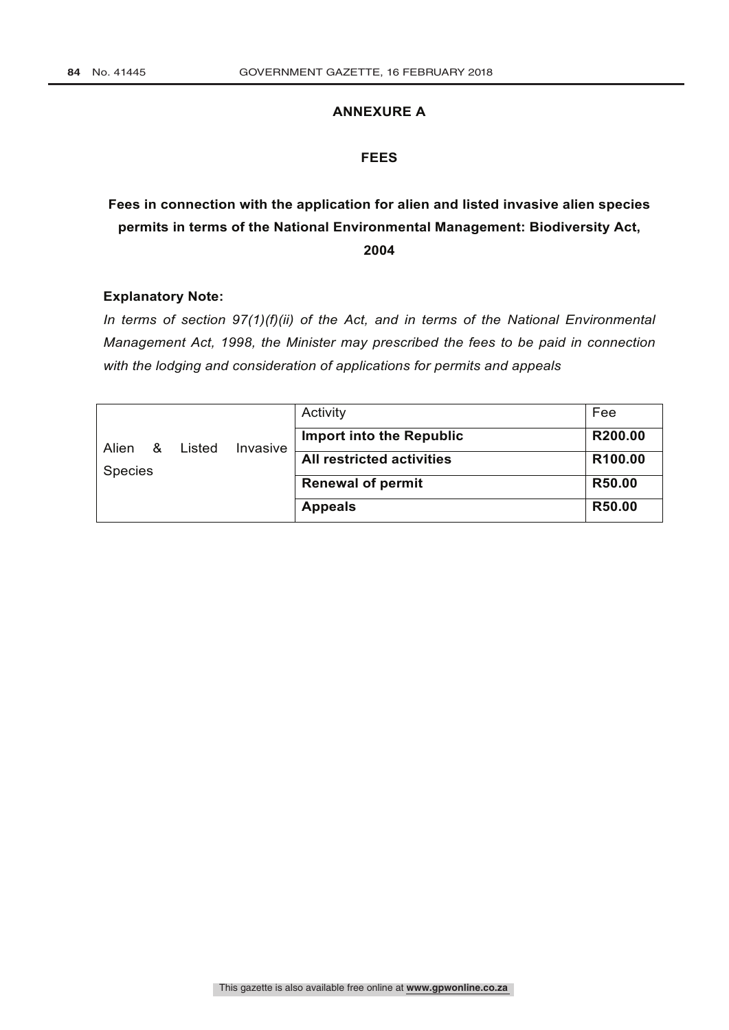## ANNEXURE A

## FEES

### Fees in connection with the application for alien and listed invasive alien species permits in terms of the National Environmental Management: Biodiversity Act, 2004

**Explanatory Note:**

*In terms of section 97(1)(f)(ii) of the Act, and in terms of the National Environmental Management Act, 1998, the Minister may prescribed the fees to be paid in connection with the lodging and consideration of applications for permits and appeals*

| | Activity | Fee |
|---|---|---|
| Alien & Listed Invasive Species | **Import into the Republic** | **R200.00** |
| | **All restricted activities** | **R100.00** |
| | **Renewal of permit** | **R50.00** |
| | **Appeals** | **R50.00** |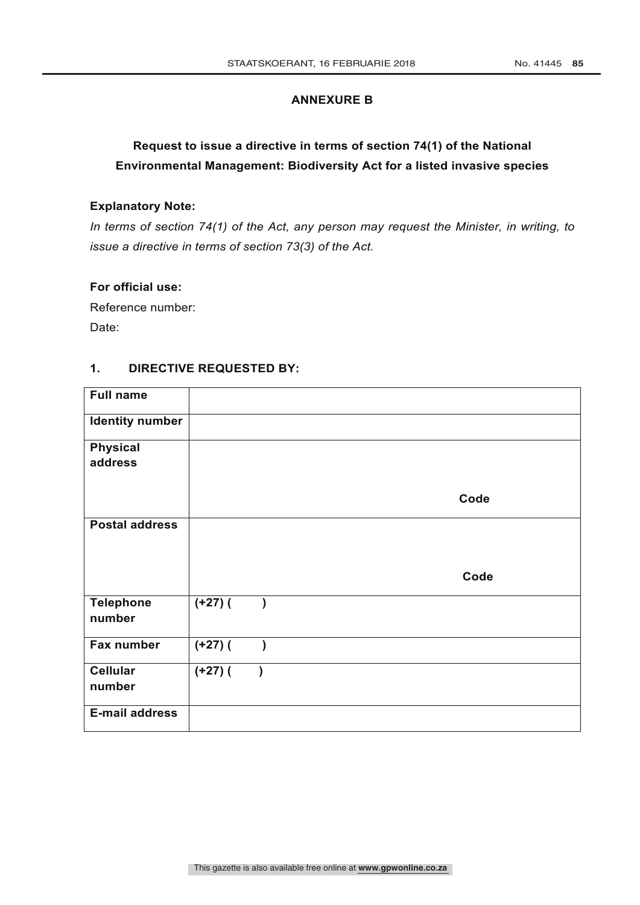## ANNEXURE B

### Request to issue a directive in terms of section 74(1) of the National Environmental Management: Biodiversity Act for a listed invasive species

**Explanatory Note:**

*In terms of section 74(1) of the Act, any person may request the Minister, in writing, to issue a directive in terms of section 73(3) of the Act.*

**For official use:**

Reference number:

Date:

### 1. DIRECTIVE REQUESTED BY:

| | |
|---|---|
| **Full name** | |
| **Identity number** | |
| **Physical address** | **Code** |
| **Postal address** | **Code** |
| **Telephone number** | **(+27) (        )** |
| **Fax number** | **(+27) (        )** |
| **Cellular number** | **(+27) (        )** |
| **E-mail address** | |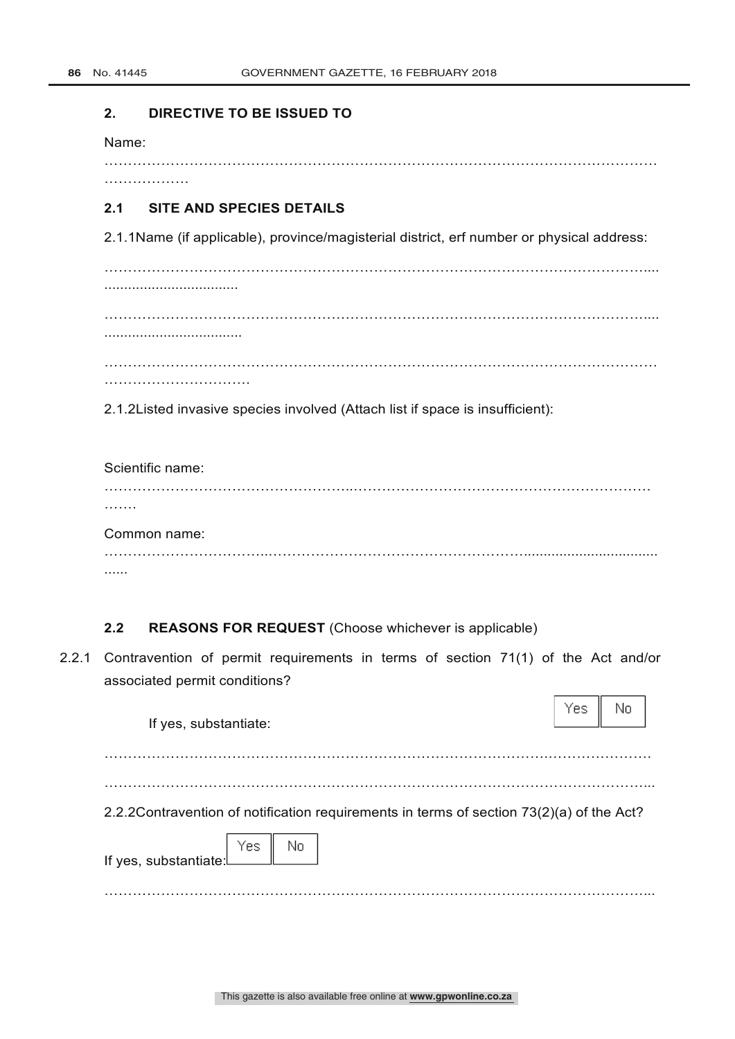## 2. DIRECTIVE TO BE ISSUED TO

Name:

…………………………………………………………………………………………………………
………………

### 2.1 SITE AND SPECIES DETAILS

2.1.1Name (if applicable), province/magisterial district, erf number or physical address:

……………………………………………………………………………………………………....
..................................

……………………………………………………………………………………………………....
...................................

…………………………………………………………………………………………………………
………………………….

2.1.2Listed invasive species involved (Attach list if space is insufficient):

Scientific name:

……………………………………………..………………………………………………………
…….

Common name:

……………………………..…………………………………………………...................................
......

### 2.2 REASONS FOR REQUEST (Choose whichever is applicable)

2.2.1 Contravention of permit requirements in terms of section 71(1) of the Act and/or associated permit conditions?

If yes, substantiate:

| Yes | No |
|---|---|

…………………………………………………………………………………….………………

……………………………………………………………………………………………………...

2.2.2Contravention of notification requirements in terms of section 73(2)(a) of the Act?

If yes, substantiate:

| Yes | No |
|---|---|

……………………………………………………………………………………………………...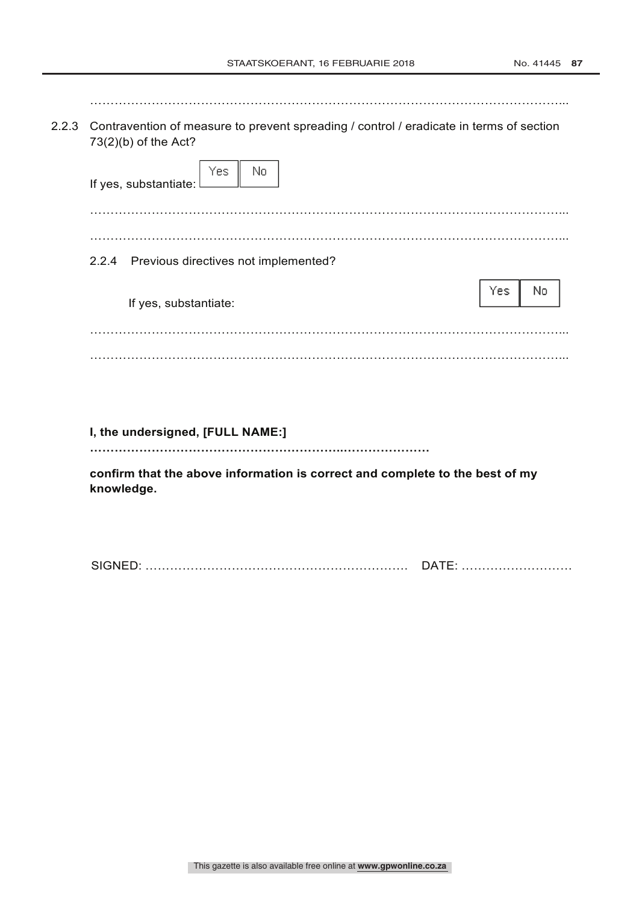……………………………………………………………………………………………………...

2.2.3 Contravention of measure to prevent spreading / control / eradicate in terms of section 73(2)(b) of the Act?

If yes, substantiate: Yes No

……………………………………………………………………………………………………...

……………………………………………………………………………………………………...

2.2.4 Previous directives not implemented?

If yes, substantiate: Yes No

……………………………………………………………………………………………………...

……………………………………………………………………………………………………...

**I, the undersigned, [FULL NAME:]**

**………………………………………………………..………………**

**confirm that the above information is correct and complete to the best of my knowledge.**

SIGNED: ……………………………………………………… DATE: ……………………